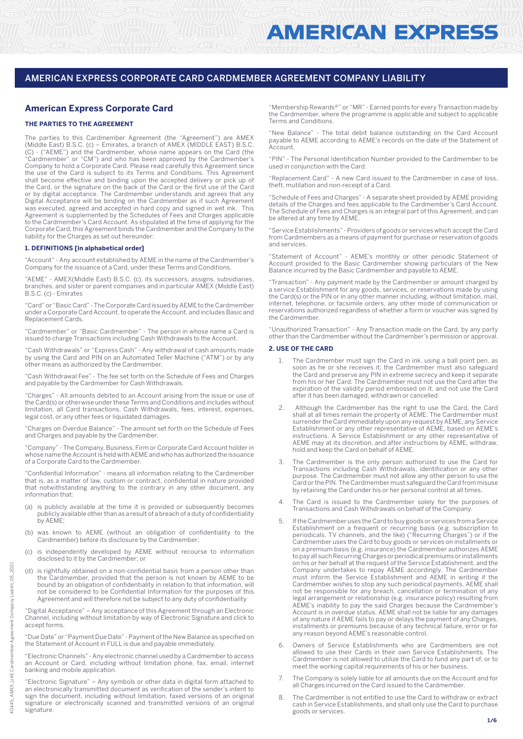# AMERICAN EXPRESS CORPORATE CARD CARDMEMBER AGREEMENT COMPANY LIABILITY

## American Express Corporate Card

### THE PARTIES TO THE AGREEMENT

The parties to this Cardmember Agreement (the "Agreement") are AMEX (Middle East) B.S.C. (c) – Emirates, a branch of AMEX (MIDDLE EAST) B.S.C. (C) - ("AEME") and the Cardmember, whose name appears on the Card (the "Cardmember" or "CM") and who has been approved by the Cardmember's Company to hold a Corporate Card. Please read carefully this Agreement since the use of the Card is subject to its Terms and Conditions. This Agreement shall become effective and binding upon the accepted delivery or pick up of the Card, or the signature on the back of the Card or the first use of the Card or by digital acceptance. The Cardmember understands and agrees that any Digital Acceptance will be binding on the Cardmember as if such Agreement was executed, agreed and accepted in hard copy and signed in wet ink. This Agreement is supplemented by the Schedules of Fees and Charges applicable to the Cardmember's Card Account. As stipulated at the time of applying for the Corporate Card, this Agreement binds the Cardmember and the Company to the liability for the Charges as set out hereunder:

### 1. DEFINITIONS [in alphabetical order]

"Account" - Any account established by AEME in the name of the Cardmember's Company for the issuance of a Card, under these Terms and Conditions.

"AEME" - AMEX(Middle East) B.S.C. (c), its successors, assigns, subsidiaries, branches, and sister or parent companies and in particular AMEX (Middle East) B.S.C. (c) - Emirates

"Card" or "Basic Card" - The Corporate Card issued by AEME to the Cardmember under a Corporate Card Account, to operate the Account, and includes Basic and Replacement Cards.

"Cardmember" or "Basic Cardmember" - The person in whose name a Card is issued to charge Transactions including Cash Withdrawals to the Account.

"Cash Withdrawals" or "Express Cash" - Any withdrawal of cash amounts made by using the Card and PIN on an Automated Teller Machine ("ATM") or by any other means as authorized by the Cardmember.

"Cash Withdrawal Fee" - The fee set forth on the Schedule of Fees and Charges and payable by the Cardmember for Cash Withdrawals.

"Charges" - All amounts debited to an Account arising from the issue or use of the Card(s) or otherwise under these Terms and Conditions and includes without limitation, all Card transactions, Cash Withdrawals, fees, interest, expenses, legal cost, or any other fees or liquidated damages.

"Charges on Overdue Balance" - The amount set forth on the Schedule of Fees and Charges and payable by the Cardmember.

"Company" - The Company, Business, Firm or Corporate Card Account holder in whose name the Account is held with AEME and who has authorized the issuance of a Corporate Card to the Cardmember.

"Confidential Information" - means all information relating to the Cardmember that is, as a matter of law, custom or contract, confidential in nature provided that notwithstanding anything to the contrary in any other document, any information that:

(a) is publicly available at the time it is provided or subsequently becomes publicly available other than as a result of a breach of a duty of confidentiality by AEME;

(b) was known to AEME (without an obligation of confidentiality to the Cardmember) before its disclosure by the Cardmember;

(c) is independently developed by AEME without recourse to information disclosed to it by the Cardmember; or

(d) is rightfully obtained on a non-confidential basis from a person other than the Cardmember, provided that the person is not known by AEME to be bound by an obligation of confidentiality in relation to that information, will not be considered to be Confidential Information for the purposes of this Agreement and will therefore not be subject to any duty of confidentiality

"Digital Acceptance" – Any acceptance of this Agreement through an Electronic Channel, including without limitation by way of Electronic Signature and click to accept forms.

"Due Date" or "Payment Due Date" - Payment of the New Balance as specified on the Statement of Account in FULL is due and payable immediately.

"Electronic Channels" - Any electronic channel used by a Cardmember to access an Account or Card, including without limitation phone, fax, email, internet banking and mobile application.

"Electronic Signature" – Any symbols or other data in digital form attached to an electronically transmitted document as verification of the sender's intent to sign the document, including without limitation, faxed versions of an original signature or electronically scanned and transmitted versions of an original signature.

"Membership Rewards®" or "MR" - Earned points for every Transaction made by the Cardmember, where the programme is applicable and subject to applicable Terms and Conditions.

"New Balance" - The total debit balance outstanding on the Card Account payable to AEME according to AEME's records on the date of the Statement of Account.

"PIN" - The Personal Identification Number provided to the Cardmember to be used in conjunction with the Card.

"Replacement Card" - A new Card issued to the Cardmember in case of loss, theft, mutilation and non-receipt of a Card.

"Schedule of Fees and Charges" - A separate sheet provided by AEME providing details of the Charges and fees applicable to the Cardmember's Card Account. The Schedule of Fees and Charges is an integral part of this Agreement, and can be altered at any time by AEME.

"Service Establishments" - Providers of goods or services which accept the Card from Cardmembers as a means of payment for purchase or reservation of goods and services.

"Statement of Account" - AEME's monthly or other periodic Statement of Account provided to the Basic Cardmember showing particulars of the New Balance incurred by the Basic Cardmember and payable to AEME.

"Transaction" - Any payment made by the Cardmember or amount charged by a service Establishment for any goods, services, or reservations made by using the Card(s) or the PIN or in any other manner including, without limitation, mail, internet, telephone, or facsimile orders, any other mode of communication or reservations authorized regardless of whether a form or voucher was signed by the Cardmember.

"Unauthorized Transaction" - Any Transaction made on the Card, by any party other than the Cardmember without the Cardmember's permission or approval.

### 2. USE OF THE CARD

1. The Cardmember must sign the Card in ink, using a ball point pen, as soon as he or she receives it; the Cardmember must also safeguard the Card and preserve any PIN in extreme secrecy and keep it separate from his or her Card. The Cardmember must not use the Card after the expiration of the validity period embossed on it, and not use the Card after it has been damaged, withdrawn or cancelled.
2. Although the Cardmember has the right to use the Card, the Card shall at all times remain the property of AEME. The Cardmember must surrender the Card immediately upon any request by AEME, any Service Establishment or any other representative of AEME, based on AEME's instructions. A Service Establishment or any other representative of AEME may at its discretion, and after instructions by AEME, withdraw, hold and keep the Card on behalf of AEME.
3. The Cardmember is the only person authorized to use the Card for Transactions including Cash Withdrawals, identification or any other purpose. The Cardmember must not allow any other person to use the Card or the PIN. The Cardmember must safeguard the Card from misuse by retaining the Card under his or her personal control at all times.
4. The Card is issued to the Cardmember solely for the purposes of Transactions and Cash Withdrawals on behalf of the Company.
5. If the Cardmember uses the Card to buy goods or services from a Service Establishment on a frequent or recurring basis (e.g. subscription to periodicals, TV channels, and the like) ("Recurring Charges") or if the Cardmember uses the Card to buy goods or services on installments or on a premium basis (e.g. insurance) the Cardmember authorizes AEME to pay all such Recurring Charges or periodical premiums or installments on his or her behalf at the request of the Service Establishment, and the Company undertakes to repay AEME accordingly. The Cardmember must inform the Service Establishment and AEME in writing if the Cardmember wishes to stop any such periodical payments. AEME shall not be responsible for any breach, cancellation or termination of any legal arrangement or relationship (e.g. insurance policy) resulting from AEME's inability to pay the said Charges because the Cardmember's Account is in overdue status. AEME shall not be liable for any damages of any nature if AEME fails to pay or delays the payment of any Charges, installments or premiums because of any technical failure, error or for any reason beyond AEME's reasonable control.
6. Owners of Service Establishments who are Cardmembers are not allowed to use their Cards in their own Service Establishments. The Cardmember is not allowed to utilize the Card to fund any part of, or to meet the working capital requirements of his or her business.
7. The Company is solely liable for all amounts due on the Account and for all Charges incurred on the Card issued to the Cardmember.
8. The Cardmember is not entitled to use the Card to withdraw or extract cash in Service Establishments, and shall only use the Card to purchase goods or services.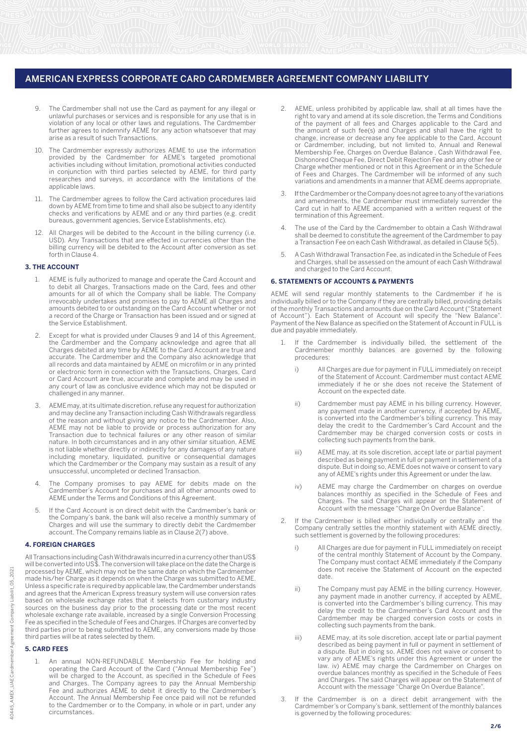9. The Cardmember shall not use the Card as payment for any illegal or unlawful purchases or services and is responsible for any use that is in violation of any local or other laws and regulations. The Cardmember further agrees to indemnify AEME for any action whatsoever that may arise as a result of such Transactions.
10. The Cardmember expressly authorizes AEME to use the information provided by the Cardmember for AEME's targeted promotional activities including without limitation, promotional activities conducted in conjunction with third parties selected by AEME, for third party researches and surveys, in accordance with the limitations of the applicable laws.
11. The Cardmember agrees to follow the Card activation procedures laid down by AEME from time to time and shall also be subject to any identity checks and verifications by AEME and or any third parties (e.g. credit bureaus, government agencies, Service Establishments, etc).
12. All Charges will be debited to the Account in the billing currency (i.e. USD). Any Transactions that are effected in currencies other than the billing currency will be debited to the Account after conversion as set forth in Clause 4.

### 3. THE ACCOUNT

1. AEME is fully authorized to manage and operate the Card Account and to debit all Charges, Transactions made on the Card, fees and other amounts for all of which the Company shall be liable. The Company irrevocably undertakes and promises to pay to AEME all Charges and amounts debited to or outstanding on the Card Account whether or not a record of the Charge or Transaction has been issued and or signed at the Service Establishment.
2. Except for what is provided under Clauses 9 and 14 of this Agreement, the Cardmember and the Company acknowledge and agree that all Charges debited at any time by AEME to the Card Account are true and accurate. The Cardmember and the Company also acknowledge that all records and data maintained by AEME on microfilm or in any printed or electronic form in connection with the Transactions, Charges, Card or Card Account are true, accurate and complete and may be used in any court of law as conclusive evidence which may not be disputed or challenged in any manner.
3. AEME may, at its ultimate discretion, refuse any request for authorization and may decline any Transaction including Cash Withdrawals regardless of the reason and without giving any notice to the Cardmember. Also, AEME may not be liable to provide or process authorization for any Transaction due to technical failures or any other reason of similar nature. In both circumstances and in any other similar situation, AEME is not liable whether directly or indirectly for any damages of any nature including monetary, liquidated, punitive or consequential damages which the Cardmember or the Company may sustain as a result of any unsuccessful, uncompleted or declined Transaction.
4. The Company promises to pay AEME for debits made on the Cardmember's Account for purchases and all other amounts owed to AEME under the Terms and Conditions of this Agreement.
5. If the Card Account is on direct debit with the Cardmember's bank or the Company's bank, the bank will also receive a monthly summary of Charges and will use the summary to directly debit the Cardmember account. The Company remains liable as in Clause 2(7) above.

### 4. FOREIGN CHARGES

All Transactions including Cash Withdrawals incurred in a currency other than US$ will be converted into US$. The conversion will take place on the date the Charge is processed by AEME, which may not be the same date on which the Cardmember made his/her Charge as it depends on when the Charge was submitted to AEME. Unless a specific rate is required by applicable law, the Cardmember understands and agrees that the American Express treasury system will use conversion rates based on wholesale exchange rates that it selects from customary industry sources on the business day prior to the processing date or the most recent wholesale exchange rate available, increased by a single Conversion Processing Fee as specified in the Schedule of Fees and Charges. If Charges are converted by third parties prior to being submitted to AEME, any conversions made by those third parties will be at rates selected by them.

### 5. CARD FEES

1. An annual NON-REFUNDABLE Membership Fee for holding and operating the Card Account of the Card ("Annual Membership Fee") will be charged to the Account, as specified in the Schedule of Fees and Charges. The Company agrees to pay the Annual Membership Fee and authorizes AEME to debit it directly to the Cardmember's Account. The Annual Membership Fee once paid will not be refunded to the Cardmember or to the Company, in whole or in part, under any circumstances.
2. AEME, unless prohibited by applicable law, shall at all times have the right to vary and amend at its sole discretion, the Terms and Conditions of the payment of all fees and Charges applicable to the Card and the amount of such fee(s) and Charges and shall have the right to change, increase or decrease any fee applicable to the Card, Account or Cardmember, including, but not limited to, Annual and Renewal Membership Fee, Charges on Overdue Balance , Cash Withdrawal Fee, Dishonored Cheque Fee, Direct Debit Rejection Fee and any other fee or Charge whether mentioned or not in this Agreement or in the Schedule of Fees and Charges. The Cardmember will be informed of any such variations and amendments in a manner that AEME deems appropriate.
3. If the Cardmember or the Company does not agree to any of the variations and amendments, the Cardmember must immediately surrender the Card cut in half to AEME accompanied with a written request of the termination of this Agreement.
4. The use of the Card by the Cardmember to obtain a Cash Withdrawal shall be deemed to constitute the agreement of the Cardmember to pay a Transaction Fee on each Cash Withdrawal, as detailed in Clause 5(5).
5. A Cash Withdrawal Transaction Fee, as indicated in the Schedule of Fees and Charges, shall be assessed on the amount of each Cash Withdrawal and charged to the Card Account.

### 6. STATEMENTS OF ACCOUNTS & PAYMENTS

AEME will send regular monthly statements to the Cardmember if he is individually billed or to the Company if they are centrally billed, providing details of the monthly Transactions and amounts due on the Card Account ("Statement of Account"). Each Statement of Account will specify the "New Balance". Payment of the New Balance as specified on the Statement of Account in FULL is due and payable immediately.

1. If the Cardmember is individually billed, the settlement of the Cardmember monthly balances are governed by the following procedures:
   - i) All Charges are due for payment in FULL immediately on receipt of the Statement of Account. Cardmember must contact AEME immediately if he or she does not receive the Statement of Account on the expected date.
   - ii) Cardmember must pay AEME in his billing currency. However, any payment made in another currency, if accepted by AEME, is converted into the Cardmember's billing currency. This may delay the credit to the Cardmember's Card Account and the Cardmember may be charged conversion costs or costs in collecting such payments from the bank.
   - iii) AEME may, at its sole discretion, accept late or partial payment described as being payment in full or payment in settlement of a dispute. But in doing so, AEME does not waive or consent to vary any of AEME's rights under this Agreement or under the law.
   - iv) AEME may charge the Cardmember on charges on overdue balances monthly as specified in the Schedule of Fees and Charges. The said Charges will appear on the Statement of Account with the message "Charge On Overdue Balance".
2. If the Cardmember is billed either individually or centrally and the Company centrally settles the monthly statement with AEME directly, such settlement is governed by the following procedures:
   - i) All Charges are due for payment in FULL immediately on receipt of the central monthly Statement of Account by the Company. The Company must contact AEME immediately if the Company does not receive the Statement of Account on the expected date.
   - ii) The Company must pay AEME in the billing currency. However, any payment made in another currency, if accepted by AEME, is converted into the Cardmember's billing currency. This may delay the credit to the Cardmember's Card Account and the Cardmember may be charged conversion costs or costs in collecting such payments from the bank.
   - iii) AEME may, at its sole discretion, accept late or partial payment described as being payment in full or payment in settlement of a dispute. But in doing so, AEME does not waive or consent to vary any of AEME's rights under this Agreement or under the law. iv) AEME may charge the Cardmember on Charges on overdue balances monthly as specified in the Schedule of Fees and Charges. The said Charges will appear on the Statement of Account with the message "Charge On Overdue Balance".
3. If the Cardmember is on a direct debit arrangement with the Cardmember's or Company's bank, settlement of the monthly balances is governed by the following procedures: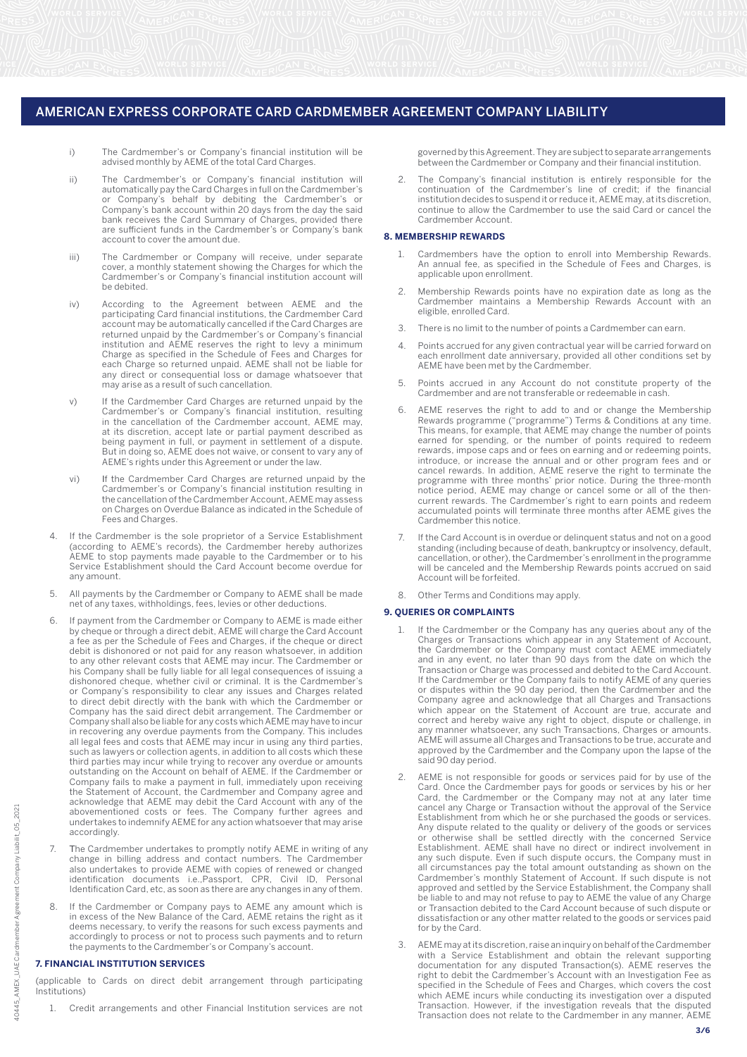i) The Cardmember's or Company's financial institution will be advised monthly by AEME of the total Card Charges.

ii) The Cardmember's or Company's financial institution will automatically pay the Card Charges in full on the Cardmember's or Company's behalf by debiting the Cardmember's or Company's bank account within 20 days from the day the said bank receives the Card Summary of Charges, provided there are sufficient funds in the Cardmember's or Company's bank account to cover the amount due.

iii) The Cardmember or Company will receive, under separate cover, a monthly statement showing the Charges for which the Cardmember's or Company's financial institution account will be debited.

iv) According to the Agreement between AEME and the participating Card financial institutions, the Cardmember Card account may be automatically cancelled if the Card Charges are returned unpaid by the Cardmember's or Company's financial institution and AEME reserves the right to levy a minimum Charge as specified in the Schedule of Fees and Charges for each Charge so returned unpaid. AEME shall not be liable for any direct or consequential loss or damage whatsoever that may arise as a result of such cancellation.

v) If the Cardmember Card Charges are returned unpaid by the Cardmember's or Company's financial institution, resulting in the cancellation of the Cardmember account, AEME may, at its discretion, accept late or partial payment described as being payment in full, or payment in settlement of a dispute. But in doing so, AEME does not waive, or consent to vary any of AEME's rights under this Agreement or under the law.

vi) If the Cardmember Card Charges are returned unpaid by the Cardmember's or Company's financial institution resulting in the cancellation of the Cardmember Account, AEME may assess on Charges on Overdue Balance as indicated in the Schedule of Fees and Charges.

4. If the Cardmember is the sole proprietor of a Service Establishment (according to AEME's records), the Cardmember hereby authorizes AEME to stop payments made payable to the Cardmember or to his Service Establishment should the Card Account become overdue for any amount.

5. All payments by the Cardmember or Company to AEME shall be made net of any taxes, withholdings, fees, levies or other deductions.

6. If payment from the Cardmember or Company to AEME is made either by cheque or through a direct debit, AEME will charge the Card Account a fee as per the Schedule of Fees and Charges, if the cheque or direct debit is dishonored or not paid for any reason whatsoever, in addition to any other relevant costs that AEME may incur. The Cardmember or his Company shall be fully liable for all legal consequences of issuing a dishonored cheque, whether civil or criminal. It is the Cardmember's or Company's responsibility to clear any issues and Charges related to direct debit directly with the bank with which the Cardmember or Company has the said direct debit arrangement. The Cardmember or Company shall also be liable for any costs which AEME may have to incur in recovering any overdue payments from the Company. This includes all legal fees and costs that AEME may incur in using any third parties, such as lawyers or collection agents, in addition to all costs which these third parties may incur while trying to recover any overdue or amounts outstanding on the Account on behalf of AEME. If the Cardmember or Company fails to make a payment in full, immediately upon receiving the Statement of Account, the Cardmember and Company agree and acknowledge that AEME may debit the Card Account with any of the abovementioned costs or fees. The Company further agrees and undertakes to indemnify AEME for any action whatsoever that may arise accordingly.

7. The Cardmember undertakes to promptly notify AEME in writing of any change in billing address and contact numbers. The Cardmember also undertakes to provide AEME with copies of renewed or changed identification documents i.e.,Passport, CPR, Civil ID, Personal Identification Card, etc, as soon as there are any changes in any of them.

8. If the Cardmember or Company pays to AEME any amount which is in excess of the New Balance of the Card, AEME retains the right as it deems necessary, to verify the reasons for such excess payments and accordingly to process or not to process such payments and to return the payments to the Cardmember's or Company's account.

### 7. FINANCIAL INSTITUTION SERVICES

(applicable to Cards on direct debit arrangement through participating Institutions)

1. Credit arrangements and other Financial Institution services are not governed by this Agreement. They are subject to separate arrangements between the Cardmember or Company and their financial institution.

2. The Company's financial institution is entirely responsible for the continuation of the Cardmember's line of credit; if the financial institution decides to suspend it or reduce it, AEME may, at its discretion, continue to allow the Cardmember to use the said Card or cancel the Cardmember Account.

### 8. MEMBERSHIP REWARDS

1. Cardmembers have the option to enroll into Membership Rewards. An annual fee, as specified in the Schedule of Fees and Charges, is applicable upon enrollment.

2. Membership Rewards points have no expiration date as long as the Cardmember maintains a Membership Rewards Account with an eligible, enrolled Card.

3. There is no limit to the number of points a Cardmember can earn.

4. Points accrued for any given contractual year will be carried forward on each enrollment date anniversary, provided all other conditions set by AEME have been met by the Cardmember.

5. Points accrued in any Account do not constitute property of the Cardmember and are not transferable or redeemable in cash.

6. AEME reserves the right to add to and or change the Membership Rewards programme ("programme") Terms & Conditions at any time. This means, for example, that AEME may change the number of points earned for spending, or the number of points required to redeem rewards, impose caps and or fees on earning and or redeeming points, introduce, or increase the annual and or other program fees and or cancel rewards. In addition, AEME reserve the right to terminate the programme with three months' prior notice. During the three-month notice period, AEME may change or cancel some or all of the then-current rewards. The Cardmember's right to earn points and redeem accumulated points will terminate three months after AEME gives the Cardmember this notice.

7. If the Card Account is in overdue or delinquent status and not on a good standing (including because of death, bankruptcy or insolvency, default, cancellation, or other), the Cardmember's enrollment in the programme will be canceled and the Membership Rewards points accrued on said Account will be forfeited.

8. Other Terms and Conditions may apply.

### 9. QUERIES OR COMPLAINTS

1. If the Cardmember or the Company has any queries about any of the Charges or Transactions which appear in any Statement of Account, the Cardmember or the Company must contact AEME immediately and in any event, no later than 90 days from the date on which the Transaction or Charge was processed and debited to the Card Account. If the Cardmember or the Company fails to notify AEME of any queries or disputes within the 90 day period, then the Cardmember and the Company agree and acknowledge that all Charges and Transactions which appear on the Statement of Account are true, accurate and correct and hereby waive any right to object, dispute or challenge, in any manner whatsoever, any such Transactions, Charges or amounts. AEME will assume all Charges and Transactions to be true, accurate and approved by the Cardmember and the Company upon the lapse of the said 90 day period.

2. AEME is not responsible for goods or services paid for by use of the Card. Once the Cardmember pays for goods or services by his or her Card, the Cardmember or the Company may not at any later time cancel any Charge or Transaction without the approval of the Service Establishment from which he or she purchased the goods or services. Any dispute related to the quality or delivery of the goods or services or otherwise shall be settled directly with the concerned Service Establishment. AEME shall have no direct or indirect involvement in any such dispute. Even if such dispute occurs, the Company must in all circumstances pay the total amount outstanding as shown on the Cardmember's monthly Statement of Account. If such dispute is not approved and settled by the Service Establishment, the Company shall be liable to and may not refuse to pay to AEME the value of any Charge or Transaction debited to the Card Account because of such dispute or dissatisfaction or any other matter related to the goods or services paid for by the Card.

3. AEME may at its discretion, raise an inquiry on behalf of the Cardmember with a Service Establishment and obtain the relevant supporting documentation for any disputed Transaction(s). AEME reserves the right to debit the Cardmember's Account with an Investigation Fee as specified in the Schedule of Fees and Charges, which covers the cost which AEME incurs while conducting its investigation over a disputed Transaction. However, if the investigation reveals that the disputed Transaction does not relate to the Cardmember in any manner, AEME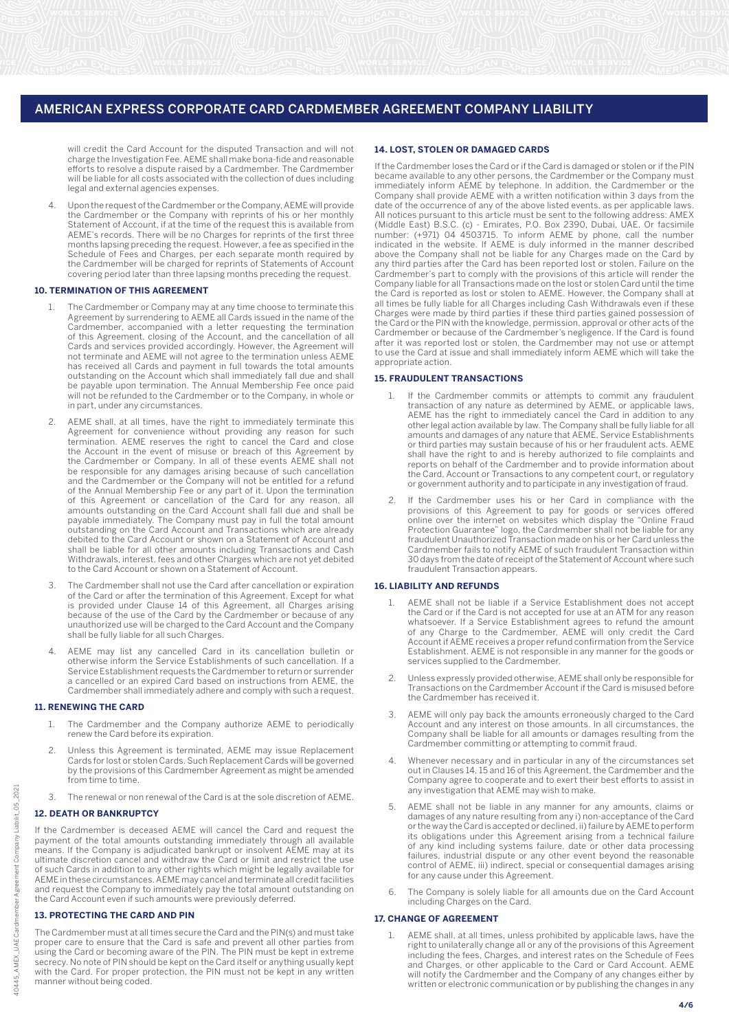will credit the Card Account for the disputed Transaction and will not charge the Investigation Fee. AEME shall make bona-fide and reasonable efforts to resolve a dispute raised by a Cardmember. The Cardmember will be liable for all costs associated with the collection of dues including legal and external agencies expenses.

4. Upon the request of the Cardmember or the Company, AEME will provide the Cardmember or the Company with reprints of his or her monthly Statement of Account, if at the time of the request this is available from AEME's records. There will be no Charges for reprints of the first three months lapsing preceding the request. However, a fee as specified in the Schedule of Fees and Charges, per each separate month required by the Cardmember will be charged for reprints of Statements of Account covering period later than three lapsing months preceding the request.

### 10. TERMINATION OF THIS AGREEMENT

1. The Cardmember or Company may at any time choose to terminate this Agreement by surrendering to AEME all Cards issued in the name of the Cardmember, accompanied with a letter requesting the termination of this Agreement, closing of the Account, and the cancellation of all Cards and services provided accordingly. However, the Agreement will not terminate and AEME will not agree to the termination unless AEME has received all Cards and payment in full towards the total amounts outstanding on the Account which shall immediately fall due and shall be payable upon termination. The Annual Membership Fee once paid will not be refunded to the Cardmember or to the Company, in whole or in part, under any circumstances.
2. AEME shall, at all times, have the right to immediately terminate this Agreement for convenience without providing any reason for such termination. AEME reserves the right to cancel the Card and close the Account in the event of misuse or breach of this Agreement by the Cardmember or Company. In all of these events AEME shall not be responsible for any damages arising because of such cancellation and the Cardmember or the Company will not be entitled for a refund of the Annual Membership Fee or any part of it. Upon the termination of this Agreement or cancellation of the Card for any reason, all amounts outstanding on the Card Account shall fall due and shall be payable immediately. The Company must pay in full the total amount outstanding on the Card Account and Transactions which are already debited to the Card Account or shown on a Statement of Account and shall be liable for all other amounts including Transactions and Cash Withdrawals, interest, fees and other Charges which are not yet debited to the Card Account or shown on a Statement of Account.
3. The Cardmember shall not use the Card after cancellation or expiration of the Card or after the termination of this Agreement. Except for what is provided under Clause 14 of this Agreement, all Charges arising because of the use of the Card by the Cardmember or because of any unauthorized use will be charged to the Card Account and the Company shall be fully liable for all such Charges.
4. AEME may list any cancelled Card in its cancellation bulletin or otherwise inform the Service Establishments of such cancellation. If a Service Establishment requests the Cardmember to return or surrender a cancelled or an expired Card based on instructions from AEME, the Cardmember shall immediately adhere and comply with such a request.

### 11. RENEWING THE CARD

1. The Cardmember and the Company authorize AEME to periodically renew the Card before its expiration.
2. Unless this Agreement is terminated, AEME may issue Replacement Cards for lost or stolen Cards. Such Replacement Cards will be governed by the provisions of this Cardmember Agreement as might be amended from time to time.
3. The renewal or non renewal of the Card is at the sole discretion of AEME.

### 12. DEATH OR BANKRUPTCY

If the Cardmember is deceased AEME will cancel the Card and request the payment of the total amounts outstanding immediately through all available means. If the Company is adjudicated bankrupt or insolvent AEME may at its ultimate discretion cancel and withdraw the Card or limit and restrict the use of such Cards in addition to any other rights which might be legally available for AEME in these circumstances. AEME may cancel and terminate all credit facilities and request the Company to immediately pay the total amount outstanding on the Card Account even if such amounts were previously deferred.

### 13. PROTECTING THE CARD AND PIN

The Cardmember must at all times secure the Card and the PIN(s) and must take proper care to ensure that the Card is safe and prevent all other parties from using the Card or becoming aware of the PIN. The PIN must be kept in extreme secrecy. No note of PIN should be kept on the Card itself or anything usually kept with the Card. For proper protection, the PIN must not be kept in any written manner without being coded.

### 14. LOST, STOLEN OR DAMAGED CARDS

If the Cardmember loses the Card or if the Card is damaged or stolen or if the PIN became available to any other persons, the Cardmember or the Company must immediately inform AEME by telephone. In addition, the Cardmember or the Company shall provide AEME with a written notification within 3 days from the date of the occurrence of any of the above listed events, as per applicable laws. All notices pursuant to this article must be sent to the following address: AMEX (Middle East) B.S.C. (c) - Emirates, P.O. Box 2390, Dubai, UAE. Or facsimile number: (+971) 04 4503715. To inform AEME by phone, call the number indicated in the website. If AEME is duly informed in the manner described above the Company shall not be liable for any Charges made on the Card by any third parties after the Card has been reported lost or stolen. Failure on the Cardmember's part to comply with the provisions of this article will render the Company liable for all Transactions made on the lost or stolen Card until the time the Card is reported as lost or stolen to AEME. However, the Company shall at all times be fully liable for all Charges including Cash Withdrawals even if these Charges were made by third parties if these third parties gained possession of the Card or the PIN with the knowledge, permission, approval or other acts of the Cardmember or because of the Cardmember's negligence. If the Card is found after it was reported lost or stolen, the Cardmember may not use or attempt to use the Card at issue and shall immediately inform AEME which will take the appropriate action.

### 15. FRAUDULENT TRANSACTIONS

1. If the Cardmember commits or attempts to commit any fraudulent transaction of any nature as determined by AEME, or applicable laws, AEME has the right to immediately cancel the Card in addition to any other legal action available by law. The Company shall be fully liable for all amounts and damages of any nature that AEME, Service Establishments or third parties may sustain because of his or her fraudulent acts. AEME shall have the right to and is hereby authorized to file complaints and reports on behalf of the Cardmember and to provide information about the Card, Account or Transactions to any competent court, or regulatory or government authority and to participate in any investigation of fraud.
2. If the Cardmember uses his or her Card in compliance with the provisions of this Agreement to pay for goods or services offered online over the internet on websites which display the "Online Fraud Protection Guarantee" logo, the Cardmember shall not be liable for any fraudulent Unauthorized Transaction made on his or her Card unless the Cardmember fails to notify AEME of such fraudulent Transaction within 30 days from the date of receipt of the Statement of Account where such fraudulent Transaction appears.

### 16. LIABILITY AND REFUNDS

1. AEME shall not be liable if a Service Establishment does not accept the Card or if the Card is not accepted for use at an ATM for any reason whatsoever. If a Service Establishment agrees to refund the amount of any Charge to the Cardmember, AEME will only credit the Card Account if AEME receives a proper refund confirmation from the Service Establishment. AEME is not responsible in any manner for the goods or services supplied to the Cardmember.
2. Unless expressly provided otherwise, AEME shall only be responsible for Transactions on the Cardmember Account if the Card is misused before the Cardmember has received it.
3. AEME will only pay back the amounts erroneously charged to the Card Account and any interest on those amounts. In all circumstances, the Company shall be liable for all amounts or damages resulting from the Cardmember committing or attempting to commit fraud.
4. Whenever necessary and in particular in any of the circumstances set out in Clauses 14, 15 and 16 of this Agreement, the Cardmember and the Company agree to cooperate and to exert their best efforts to assist in any investigation that AEME may wish to make.
5. AEME shall not be liable in any manner for any amounts, claims or damages of any nature resulting from any i) non-acceptance of the Card or the way the Card is accepted or declined, ii) failure by AEME to perform its obligations under this Agreement arising from a technical failure of any kind including systems failure, date or other data processing failures, industrial dispute or any other event beyond the reasonable control of AEME, iii) indirect, special or consequential damages arising for any cause under this Agreement.
6. The Company is solely liable for all amounts due on the Card Account including Charges on the Card.

### 17. CHANGE OF AGREEMENT

1. AEME shall, at all times, unless prohibited by applicable laws, have the right to unilaterally change all or any of the provisions of this Agreement including the fees, Charges, and interest rates on the Schedule of Fees and Charges, or other applicable to the Card or Card Account. AEME will notify the Cardmember and the Company of any changes either by written or electronic communication or by publishing the changes in any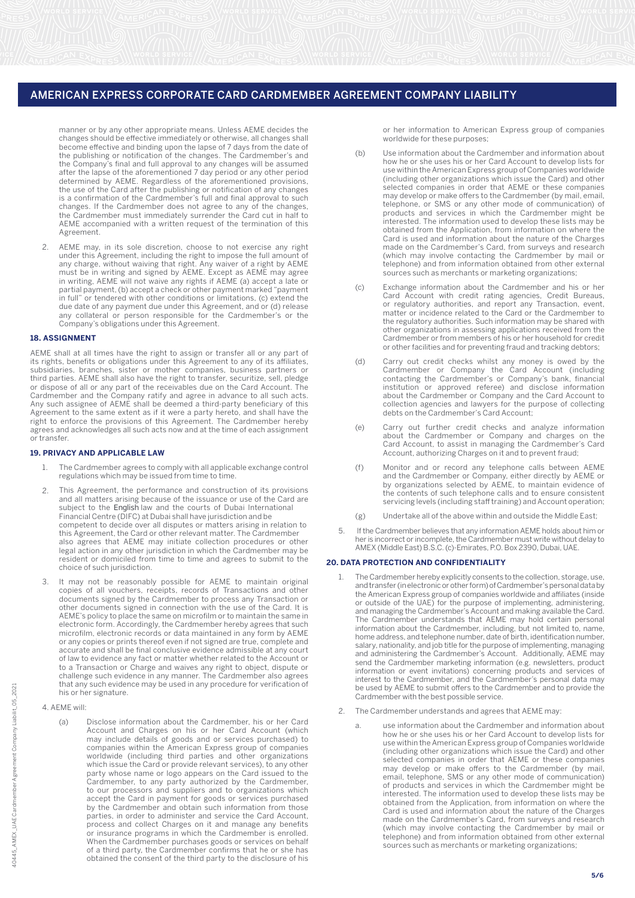manner or by any other appropriate means. Unless AEME decides the changes should be effective immediately or otherwise, all changes shall become effective and binding upon the lapse of 7 days from the date of the publishing or notification of the changes. The Cardmember's and the Company's final and full approval to any changes will be assumed after the lapse of the aforementioned 7 day period or any other period determined by AEME. Regardless of the aforementioned provisions, the use of the Card after the publishing or notification of any changes is a confirmation of the Cardmember's full and final approval to such changes. If the Cardmember does not agree to any of the changes, the Cardmember must immediately surrender the Card cut in half to AEME accompanied with a written request of the termination of this Agreement.

2. AEME may, in its sole discretion, choose to not exercise any right under this Agreement, including the right to impose the full amount of any charge, without waiving that right. Any waiver of a right by AEME must be in writing and signed by AEME. Except as AEME may agree in writing, AEME will not waive any rights if AEME (a) accept a late or partial payment, (b) accept a check or other payment marked "payment in full" or tendered with other conditions or limitations, (c) extend the due date of any payment due under this Agreement, and or (d) release any collateral or person responsible for the Cardmember's or the Company's obligations under this Agreement.

### 18. ASSIGNMENT

AEME shall at all times have the right to assign or transfer all or any part of its rights, benefits or obligations under this Agreement to any of its affiliates, subsidiaries, branches, sister or mother companies, business partners or third parties. AEME shall also have the right to transfer, securitize, sell, pledge or dispose of all or any part of the receivables due on the Card Account. The Cardmember and the Company ratify and agree in advance to all such acts. Any such assignee of AEME shall be deemed a third-party beneficiary of this Agreement to the same extent as if it were a party hereto, and shall have the right to enforce the provisions of this Agreement. The Cardmember hereby agrees and acknowledges all such acts now and at the time of each assignment or transfer.

### 19. PRIVACY AND APPLICABLE LAW

1. The Cardmember agrees to comply with all applicable exchange control regulations which may be issued from time to time.

2. This Agreement, the performance and construction of its provisions and all matters arising because of the issuance or use of the Card are subject to the English law and the courts of Dubai International Financial Centre (DIFC) at Dubai shall have jurisdiction and be competent to decide over all disputes or matters arising in relation to this Agreement, the Card or other relevant matter. The Cardmember also agrees that AEME may initiate collection procedures or other legal action in any other jurisdiction in which the Cardmember may be resident or domiciled from time to time and agrees to submit to the choice of such jurisdiction.

3. It may not be reasonably possible for AEME to maintain original copies of all vouchers, receipts, records of Transactions and other documents signed by the Cardmember to process any Transaction or other documents signed in connection with the use of the Card. It is AEME's policy to place the same on microfilm or to maintain the same in electronic form. Accordingly, the Cardmember hereby agrees that such microfilm, electronic records or data maintained in any form by AEME or any copies or prints thereof even if not signed are true, complete and accurate and shall be final conclusive evidence admissible at any court of law to evidence any fact or matter whether related to the Account or to a Transaction or Charge and waives any right to object, dispute or challenge such evidence in any manner. The Cardmember also agrees that any such evidence may be used in any procedure for verification of his or her signature.

4. AEME will:

   (a) Disclose information about the Cardmember, his or her Card Account and Charges on his or her Card Account (which may include details of goods and or services purchased) to companies within the American Express group of companies worldwide (including third parties and other organizations which issue the Card or provide relevant services), to any other party whose name or logo appears on the Card issued to the Cardmember, to any party authorized by the Cardmember, to our processors and suppliers and to organizations which accept the Card in payment for goods or services purchased by the Cardmember and obtain such information from those parties, in order to administer and service the Card Account, process and collect Charges on it and manage any benefits or insurance programs in which the Cardmember is enrolled. When the Cardmember purchases goods or services on behalf of a third party, the Cardmember confirms that he or she has obtained the consent of the third party to the disclosure of his or her information to American Express group of companies worldwide for these purposes;

   (b) Use information about the Cardmember and information about how he or she uses his or her Card Account to develop lists for use within the American Express group of Companies worldwide (including other organizations which issue the Card) and other selected companies in order that AEME or these companies may develop or make offers to the Cardmember (by mail, email, telephone, or SMS or any other mode of communication) of products and services in which the Cardmember might be interested. The information used to develop these lists may be obtained from the Application, from information on where the Card is used and information about the nature of the Charges made on the Cardmember's Card, from surveys and research (which may involve contacting the Cardmember by mail or telephone) and from information obtained from other external sources such as merchants or marketing organizations;

   (c) Exchange information about the Cardmember and his or her Card Account with credit rating agencies, Credit Bureaus, or regulatory authorities, and report any Transaction, event, matter or incidence related to the Card or the Cardmember to the regulatory authorities. Such information may be shared with other organizations in assessing applications received from the Cardmember or from members of his or her household for credit or other facilities and for preventing fraud and tracking debtors;

   (d) Carry out credit checks whilst any money is owed by the Cardmember or Company the Card Account (including contacting the Cardmember's or Company's bank, financial institution or approved referee) and disclose information about the Cardmember or Company and the Card Account to collection agencies and lawyers for the purpose of collecting debts on the Cardmember's Card Account;

   (e) Carry out further credit checks and analyze information about the Cardmember or Company and charges on the Card Account, to assist in managing the Cardmember's Card Account, authorizing Charges on it and to prevent fraud;

   (f) Monitor and or record any telephone calls between AEME and the Cardmember or Company, either directly by AEME or by organizations selected by AEME, to maintain evidence of the contents of such telephone calls and to ensure consistent servicing levels (including staff training) and Account operation;

   (g) Undertake all of the above within and outside the Middle East;

5. If the Cardmember believes that any information AEME holds about him or her is incorrect or incomplete, the Cardmember must write without delay to AMEX (Middle East) B.S.C. (c)-Emirates, P.O. Box 2390, Dubai, UAE.

### 20. DATA PROTECTION AND CONFIDENTIALITY

1. The Cardmember hereby explicitly consents to the collection, storage, use, and transfer (in electronic or other form) of Cardmember's personal data by the American Express group of companies worldwide and affiliates (inside or outside of the UAE) for the purpose of implementing, administering, and managing the Cardmember's Account and making available the Card. The Cardmember understands that AEME may hold certain personal information about the Cardmember, including, but not limited to, name, home address, and telephone number, date of birth, identification number, salary, nationality, and job title for the purpose of implementing, managing and administering the Cardmember's Account. Additionally, AEME may send the Cardmember marketing information (e.g. newsletters, product information or event invitations) concerning products and services of interest to the Cardmember, and the Cardmember's personal data may be used by AEME to submit offers to the Cardmember and to provide the Cardmember with the best possible service.

2. The Cardmember understands and agrees that AEME may:

   a. use information about the Cardmember and information about how he or she uses his or her Card Account to develop lists for use within the American Express group of Companies worldwide (including other organizations which issue the Card) and other selected companies in order that AEME or these companies may develop or make offers to the Cardmember (by mail, email, telephone, SMS or any other mode of communication) of products and services in which the Cardmember might be interested. The information used to develop these lists may be obtained from the Application, from information on where the Card is used and information about the nature of the Charges made on the Cardmember's Card, from surveys and research (which may involve contacting the Cardmember by mail or telephone) and from information obtained from other external sources such as merchants or marketing organizations;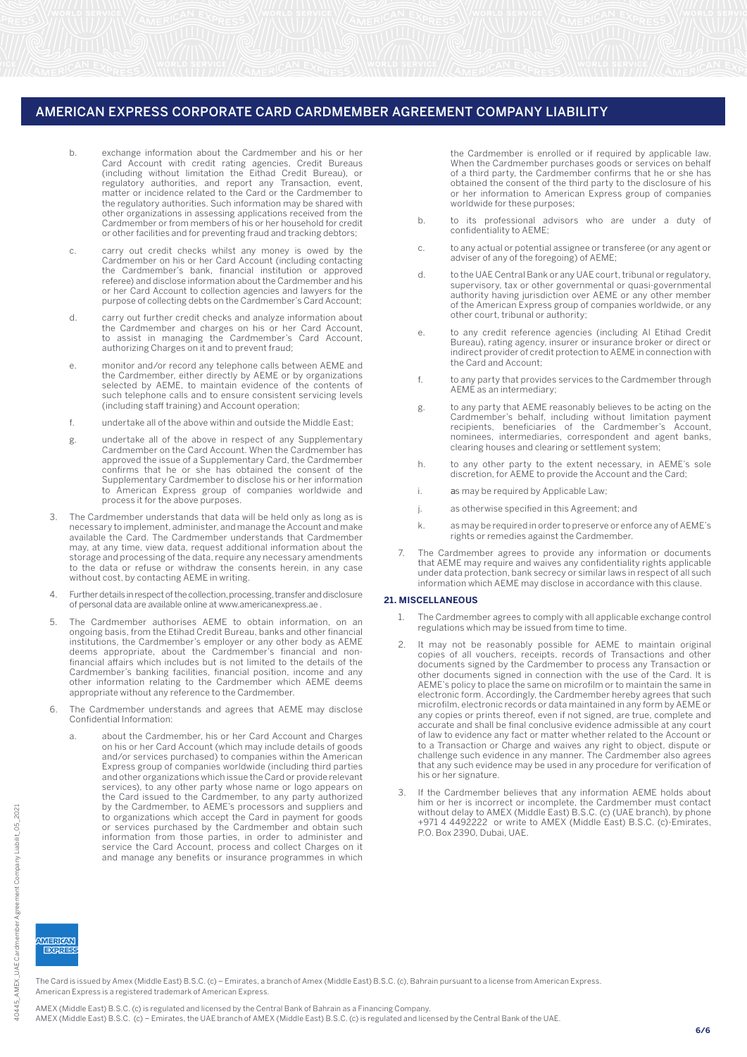# AMERICAN EXPRESS CORPORATE CARD CARDMEMBER AGREEMENT COMPANY LIABILITY

b. exchange information about the Cardmember and his or her Card Account with credit rating agencies, Credit Bureaus (including without limitation the Eithad Credit Bureau), or regulatory authorities, and report any Transaction, event, matter or incidence related to the Card or the Cardmember to the regulatory authorities. Such information may be shared with other organizations in assessing applications received from the Cardmember or from members of his or her household for credit or other facilities and for preventing fraud and tracking debtors;

c. carry out credit checks whilst any money is owed by the Cardmember on his or her Card Account (including contacting the Cardmember's bank, financial institution or approved referee) and disclose information about the Cardmember and his or her Card Account to collection agencies and lawyers for the purpose of collecting debts on the Cardmember's Card Account;

d. carry out further credit checks and analyze information about the Cardmember and charges on his or her Card Account, to assist in managing the Cardmember's Card Account, authorizing Charges on it and to prevent fraud;

e. monitor and/or record any telephone calls between AEME and the Cardmember, either directly by AEME or by organizations selected by AEME, to maintain evidence of the contents of such telephone calls and to ensure consistent servicing levels (including staff training) and Account operation;

f. undertake all of the above within and outside the Middle East;

g. undertake all of the above in respect of any Supplementary Cardmember on the Card Account. When the Cardmember has approved the issue of a Supplementary Card, the Cardmember confirms that he or she has obtained the consent of the Supplementary Cardmember to disclose his or her information to American Express group of companies worldwide and process it for the above purposes.

3. The Cardmember understands that data will be held only as long as is necessary to implement, administer, and manage the Account and make available the Card. The Cardmember understands that Cardmember may, at any time, view data, request additional information about the storage and processing of the data, require any necessary amendments to the data or refuse or withdraw the consents herein, in any case without cost, by contacting AEME in writing.

4. Further details in respect of the collection, processing, transfer and disclosure of personal data are available online at www.americanexpress.ae .

5. The Cardmember authorises AEME to obtain information, on an ongoing basis, from the Etihad Credit Bureau, banks and other financial institutions, the Cardmember's employer or any other body as AEME deems appropriate, about the Cardmember's financial and non-financial affairs which includes but is not limited to the details of the Cardmember's banking facilities, financial position, income and any other information relating to the Cardmember which AEME deems appropriate without any reference to the Cardmember.

6. The Cardmember understands and agrees that AEME may disclose Confidential Information:

a. about the Cardmember, his or her Card Account and Charges on his or her Card Account (which may include details of goods and/or services purchased) to companies within the American Express group of companies worldwide (including third parties and other organizations which issue the Card or provide relevant services), to any other party whose name or logo appears on the Card issued to the Cardmember, to any party authorized by the Cardmember, to AEME's processors and suppliers and to organizations which accept the Card in payment for goods or services purchased by the Cardmember and obtain such information from those parties, in order to administer and service the Card Account, process and collect Charges on it and manage any benefits or insurance programmes in which the Cardmember is enrolled or if required by applicable law. When the Cardmember purchases goods or services on behalf of a third party, the Cardmember confirms that he or she has obtained the consent of the third party to the disclosure of his or her information to American Express group of companies worldwide for these purposes;

b. to its professional advisors who are under a duty of confidentiality to AEME;

c. to any actual or potential assignee or transferee (or any agent or adviser of any of the foregoing) of AEME;

d. to the UAE Central Bank or any UAE court, tribunal or regulatory, supervisory, tax or other governmental or quasi-governmental authority having jurisdiction over AEME or any other member of the American Express group of companies worldwide, or any other court, tribunal or authority;

e. to any credit reference agencies (including Al Etihad Credit Bureau), rating agency, insurer or insurance broker or direct or indirect provider of credit protection to AEME in connection with the Card and Account;

f. to any party that provides services to the Cardmember through AEME as an intermediary;

g. to any party that AEME reasonably believes to be acting on the Cardmember's behalf, including without limitation payment recipients, beneficiaries of the Cardmember's Account, nominees, intermediaries, correspondent and agent banks, clearing houses and clearing or settlement system;

h. to any other party to the extent necessary, in AEME's sole discretion, for AEME to provide the Account and the Card;

i. as may be required by Applicable Law;

j. as otherwise specified in this Agreement; and

k. as may be required in order to preserve or enforce any of AEME's rights or remedies against the Cardmember.

7. The Cardmember agrees to provide any information or documents that AEME may require and waives any confidentiality rights applicable under data protection, bank secrecy or similar laws in respect of all such information which AEME may disclose in accordance with this clause.

## 21. MISCELLANEOUS

1. The Cardmember agrees to comply with all applicable exchange control regulations which may be issued from time to time.

2. It may not be reasonably possible for AEME to maintain original copies of all vouchers, receipts, records of Transactions and other documents signed by the Cardmember to process any Transaction or other documents signed in connection with the use of the Card. It is AEME's policy to place the same on microfilm or to maintain the same in electronic form. Accordingly, the Cardmember hereby agrees that such microfilm, electronic records or data maintained in any form by AEME or any copies or prints thereof, even if not signed, are true, complete and accurate and shall be final conclusive evidence admissible at any court of law to evidence any fact or matter whether related to the Account or to a Transaction or Charge and waives any right to object, dispute or challenge such evidence in any manner. The Cardmember also agrees that any such evidence may be used in any procedure for verification of his or her signature.

3. If the Cardmember believes that any information AEME holds about him or her is incorrect or incomplete, the Cardmember must contact without delay to AMEX (Middle East) B.S.C. (c) (UAE branch), by phone +971 4 4492222 or write to AMEX (Middle East) B.S.C. (c)-Emirates, P.O. Box 2390, Dubai, UAE.

The Card is issued by Amex (Middle East) B.S.C. (c) – Emirates, a branch of Amex (Middle East) B.S.C. (c), Bahrain pursuant to a license from American Express. American Express is a registered trademark of American Express.

AMEX (Middle East) B.S.C. (c) is regulated and licensed by the Central Bank of Bahrain as a Financing Company.
AMEX (Middle East) B.S.C. (c) – Emirates, the UAE branch of AMEX (Middle East) B.S.C. (c) is regulated and licensed by the Central Bank of the UAE.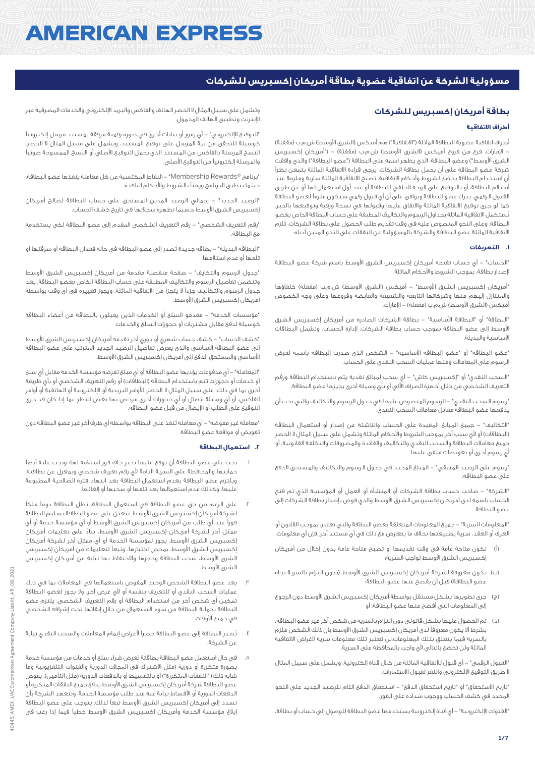# AMERICAN EXPRESS

## مسؤولية الشركة عن اتفاقية عضوية بطاقة أمريكان إكسبريس للشركات

## بطاقة أمريكان إكسبريس للشركات

### أطراف الاتفاقية

أطراف اتفاقية عضوية البطاقة الماثلة ("الاتفاقية") هم أميكس (الشرق الأوسط) ش.م.ب (مقفلة) – الإمارات، فرع من فروع أميكس (الشرق الأوسط) ش.م.ب (مقفلة) – ("أمريكان إكسبريس الشرق الأوسط") وعضو البطاقة، الذي يظهر اسمه على البطاقة ("عضو البطاقة") والذي وافقت شركة عضو البطاقة على أن يحمل بطاقة الشركات. يُرجى قراءة الاتفاقية الماثلة بتمعن نظراً أن استخدام البطاقة يخضع لشروط وأحكام الاتفاقية. تصبح الاتفاقية الماثلة سارية وملزمة عند استلام البطاقة، أو بالتوقيع على الوجه الخلفي للبطاقة أو عند أول استعمال لها أو عن طريق القبول الرقمي. يدرك عضو البطاقة ويوافق على أن أي قبول رقمي سيكون ملزماً لعضو البطاقة كما لو جرى توقيع الاتفاقية الماثلة والاتفاق عليها وقبولها في نسخة ورقية وتوقيعها بالحبر. تُستكمل الاتفاقية الماثلة بجداول الرسوم والتكاليف المطبقة على حساب البطاقة الخاص بعضو البطاقة، وعلى النحو المنصوص عليه في وقت تقديم طلب الحصول على بطاقة الشركات. تُلزم الاتفاقية الماثلة عضو البطاقة والشركة بالمسؤولية عن النفقات على النحو المبين أدناه:

### ١. التعريفات

"الحساب" – أي حساب تفتحه أمريكان إكسبريس الشرق الأوسط باسم شركة عضو البطاقة لإصدار بطاقة، بموجب الشروط والأحكام الماثلة.

"أمريكان إكسبريس الشرق الأوسط" – أميكس (الشرق الأوسط) ش.م.ب (مقفلة) خلفاؤها والمتنازل إليهم منها وشركاتها التابعة والشقيقة والقابضة وفروعها وعلى وجه الخصوص أميكس (الشرق الأوسط) ش.م.ب (مقفلة) – الإمارات.

"البطاقة" أو "البطاقة الأساسية" – بطاقة الشركات الصادرة من أمريكان إكسبريس الشرق الأوسط إلى عضو البطاقة بموجب حساب بطاقة الشركات، لإدارة الحساب، وتشمل البطاقات الأساسية والبديلة.

"عضو البطاقة" أو "عضو البطاقة الأساسية" – الشخص الذي صدرت البطاقة باسمه لفرض الرسوم على المعاملات ومنها عمليات السحب النقدي على الحساب.

"السحب النقدي" أو "إكسبريس كاش" – أي سحب لمبالغ نقدية يتم باستخدام البطاقة ورقم التعريف الشخصي من خلال أجهزة الصراف الآلي أو بأي وسيلة أخرى يجيزها عضو البطاقة.

"رسوم السحب النقدي" – الرسوم المنصوص عليها في جدول الرسوم والتكاليف والتي يجب أن يدفعها عضو البطاقة مقابل معاملات السحب النقدي.

"التكاليف" – جميع المبالغ المقيدة على الحساب والناشئة عن إصدار أو استعمال البطاقة (البطاقات) أو لأي سبب آخر بموجب الشروط والأحكام الماثلة وتشمل على سبيل المثال لا الحصر جميع معاملات البطاقة والسحب النقدي والتكاليف والفائدة والمصروفات والتكلفة القانونية، أو أي رسوم أخرى أو تعويضات متفق عليها.

"رسوم على الرصيد المتبقي" – المبلغ المحدد في جدول الرسوم والتكاليف والمستحق الدفع على عضو البطاقة.

"الشركة" – صاحب حساب بطاقة الشركات أو المنشأة أو العمل أو المؤسسة الذي تم فتح الحساب باسمه لدى أمريكان إكسبريس الشرق الأوسط والذي فوض بإصدار بطاقة الشركات إلى عضو البطاقة.

"المعلومات السرية" – جميع المعلومات المتعلقة بعضو البطاقة والتي تعتبر، بموجب القانون أو العرف أو العقد، سرية بطبيعتها بخلاف ما يتعارض مع ذلك في أي مستند آخر، فإن أي معلومات:

(أ) تكون متاحة عامة في وقت تقديمها أو تصبح متاحة عامة بدون إخلال من أمريكان إكسبريس الشرق الأوسط لواجب السرية؛

(ب) تكون معروفة لشركة أمريكان إكسبريس الشرق الأوسط (بدون التزام بالسرية تجاه عضو البطاقة) قبل أن يفصح عنها عضو البطاقة؛

(ج) جرى تطويرها بشكل مستقل بواسطة أمريكان إكسبريس الشرق الأوسط دون الرجوع إلى المعلومات التي أفصح عنها عضو البطاقة؛ أو

(د) تم الحصول عليها بشكل قانوني دون التزام بالسرية من شخص آخر غير عضو البطاقة، بشرط ألا يكون معروفاً لدى أمريكان إكسبريس الشرق الأوسط بأن ذلك الشخص ملزم بالسرية فيما يتعلق بتلك المعلومات.لن تعتبر تلك معلومات سرية لأغراض الاتفاقية الماثلة ولن تخضع بالتالي لأي واجب بالمحافظة على السرية.

"القبول الرقمي" – أي قبول للاتفاقية الماثلة من خلال قناة إلكترونية، ويشمل على سبيل المثال لا الحصر التوقيع الإلكتروني والنقر لقبول الاستمارات.

"تاريخ الاستحقاق" أو "تاريخ استحقاق الدفع" – استحقاق الدفع التام للرصيد الجديد على النحو المحدد في كشف الحساب ووجوب سداده على الفور.

"القنوات الإلكترونية" – أي قناة إلكترونية يستخدمها عضو البطاقة للوصول إلى حساب أو بطاقة، وتشمل على سبيل المثال لا الحصر الهاتف والفاكس والبريد الإلكتروني والخدمات المصرفية عبر الإنترنت وتطبيق الهاتف المحمول.

"التوقيع الإلكتروني" – أي رموز أو بيانات أخرى في صورة رقمية مرفقة بمستند مرسل إلكترونياً كوسيلة للتحقق من نية المرسل على توقيع المستند، ويشمل على سبيل المثال لا الحصر، النسخ المرسلة بالفاكس من المستند الذي يحمل التوقيع الأصلي أو النسخ الممسوحة ضوئياً والمرسلة إلكترونياً من التوقيع الأصلي.

"برنامج ®Membership Rewards" – النقاط المكتسبة عن كل معاملة ينفذها عضو البطاقة، حيثما ينطبق البرنامج وفقاً للشروط والأحكام النافذة.

"الرصيد الجديد" – إجمالي الرصيد المدين المستحق على حساب البطاقة لصالح أمريكان إكسبريس الشرق الأوسط حسبما تظهره سجلاتها في تاريخ كشف الحساب.

"رقم التعريف الشخصي" – رقم التعريف الشخصي المقدم إلى عضو البطاقة لكي يستخدمه مع البطاقة.

"البطاقة البديلة" – بطاقة جديدة تُصدر إلى عضو البطاقة في حالة فقدان البطاقة أو سرقتها أو تلفها أو عدم استلامها.

"جدول الرسوم والتكاليف" – صفحة منفصلة مقدمة من أمريكان إكسبريس الشرق الأوسط وتتضمن تفاصيل الرسوم والتكاليف المطبقة على حساب البطاقة الخاص بعضو البطاقة. يعد جدول الرسوم والتكاليف جزءاً لا يتجزأ من الاتفاقية الماثلة، ويجوز تغييره في أي وقت بواسطة أمريكان إكسبريس الشرق الأوسط.

"مؤسسات الخدمة" – مقدمو السلع أو الخدمات الذين يقبلون بالبطاقة من أعضاء البطاقة كوسيلة لدفع مقابل مشتريات أو حجوزات السلع والخدمات.

"كشف الحساب" – كشف حساب شهري أو دوري آخر تقدمه أمريكان إكسبريس الشرق الأوسط إلى عضو البطاقة الأساسي والذي يعرض تفاصيل الرصيد الجديد المترتب على عضو البطاقة الأساسي والمستحق الدفع إلى أمريكان إكسبريس الشرق الأوسط.

"المعاملة" – أي مدفوعات يؤديها عضو البطاقة أو أي مبلغ تفرضه مؤسسة الخدمة مقابل أي سلع أو خدمات أو حجوزات تتم باستخدام البطاقة (البطاقات) أو رقم التعريف الشخصي أو بأي طريقة أخرى بما في ذلك، على سبيل المثال لا الحصر، الأوامر البريدية أو الهاتفية أو الإلكترونية أو أوامر الفاكس، أو أي وسيلة اتصال أو أي حجوزات أخرى مرخص بها بغض النظر عما إذا كان قد جرى التوقيع على الطلب أو الإيصال من قبل عضو البطاقة.

"معاملة غير مفوضة" – أي معاملة تنفذ على البطاقة بواسطة أي طرف آخر غير عضو البطاقة دون تفويض أو موافقة عضو البطاقة.

### ٢. استعمال البطاقة

١. يجب على عضو البطاقة أن يوقع عليها بحبر جاف فور استلامه لها؛ ويجب عليه أيضاً حمايتها والمحافظة على السرية التامة لأي رقم تعريف شخصي وبمعزل عن بطاقته. ويلتزم عضو البطاقة بعدم استعمال البطاقة بعد انتهاء فترة الصلاحية المطبوعة عليها، وكذلك عدم استعمالها بعد تلفها أو سحبها أو إلغائها.

٢. على الرغم من حق عضو البطاقة في استعمال البطاقة، تظل البطاقة دوماً ملكاً لشركة أمريكان إكسبريس الشرق الأوسط. يتعين على عضو البطاقة تسليم البطاقة فوراً عند أي طلب من أمريكان إكسبريس الشرق الأوسط أو أي مؤسسة خدمة أو أي ممثل آخر لشركة أمريكان إكسبريس الشرق الأوسط، بناءً على تعليمات أمريكان إكسبريس الشرق الأوسط. يجوز لمؤسسة الخدمة أو أي ممثل آخر لشركة أمريكان إكسبريس الشرق الأوسط، بمحض اختيارها، وتبعاً لتعليمات من أمريكان إكسبريس الشرق الأوسط، سحب البطاقة وحجزها والاحتفاظ بها نيابة عن أمريكان إكسبريس الشرق الأوسط.

٣. يعد عضو البطاقة الشخص الوحيد المفوض باستعمالها في المعاملات بما في ذلك عمليات السحب النقدي أو للتعريف بنفسه أو لأي غرض آخر. ولا يجوز لعضو البطاقة تمكين أي شخص آخر من استخدام البطاقة أو رقم التعريف الشخصي. يلتزم عضو البطاقة بحماية البطاقة من سوء الاستعمال من خلال إبقائها تحت إشرافه الشخصي في جميع الأوقات.

٤. تُصدر البطاقة إلى عضو البطاقة حصراً لأغراض إتمام المعاملات والسحب النقدي نيابة عن الشركة.

٥. في حال استعمل عضو البطاقة بطاقته لغرض شراء سلع أو خدمات من مؤسسة خدمة بصورة متكررة أو دورية (مثل الاشتراك في المجلات الدورية والقنوات التلفزيونية وما شابه ذلك) "النفقات المتكررة") أو بالتقسيط أو بالدفعات الدورية (مثل التأمين)، يفوض عضو البطاقة شركة أمريكان إكسبريس الشرق الأوسط بدفع جميع النفقات المتكررة أو الدفعات الدورية أو الأقساط نيابة عنه عند طلب مؤسسة الخدمة، وتتعهد الشركة بأن تسدد إلى أمريكان إكسبريس الشرق الأوسط تبعاً لذلك. يتوجب على عضو البطاقة إبلاغ مؤسسة الخدمة وأمريكان إكسبريس الشرق الأوسط خطياً فيما إذا رغب في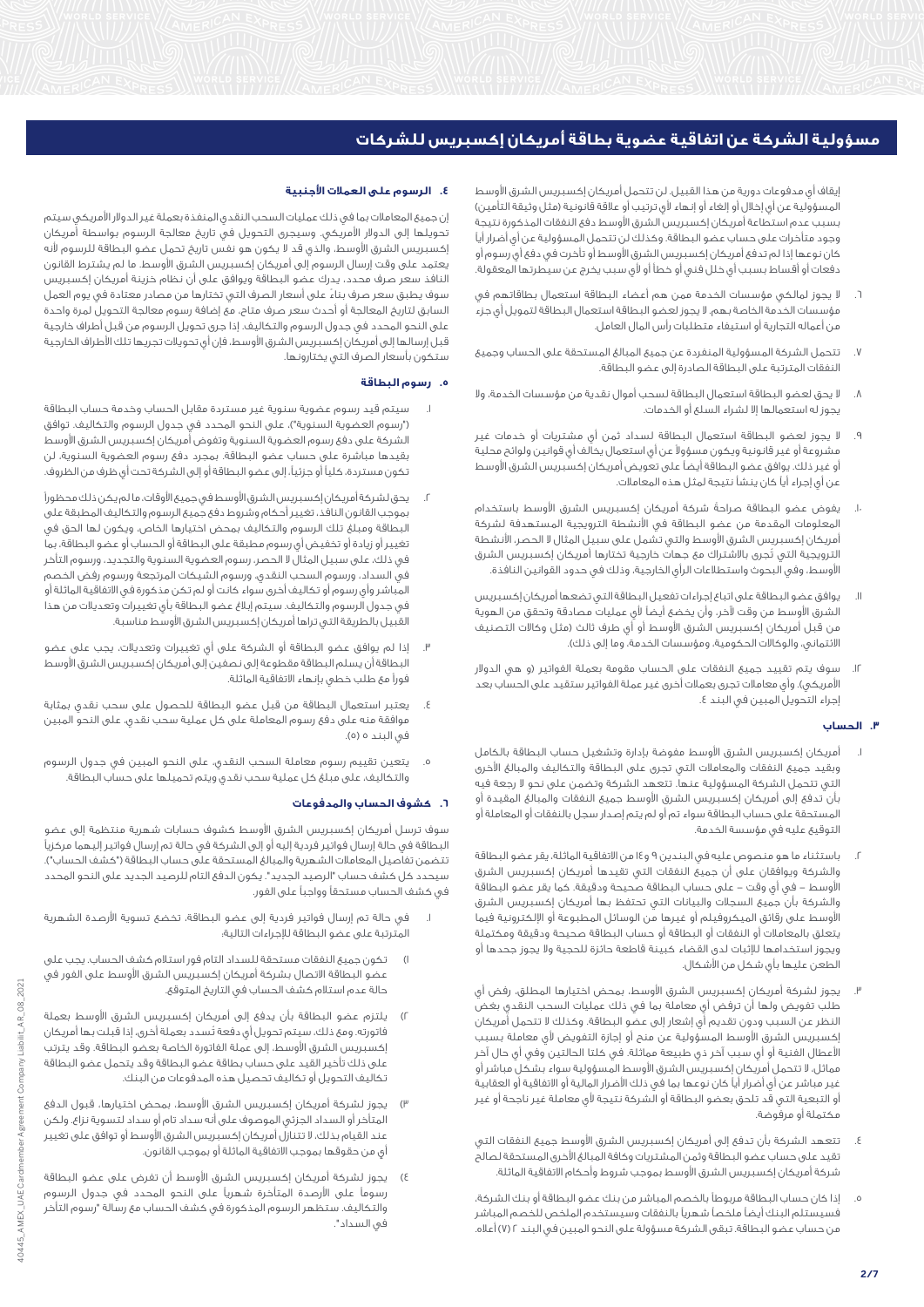# مسؤولية الشركة عن اتفاقية عضوية بطاقة أمريكان إكسبريس للشركات

إيقاف أي مدفوعات دورية من هذا القبيل. لن تتحمل أمريكان إكسبريس الشرق الأوسط المسؤولية عن أي إخلال أو إلغاء أو إنهاء لأي ترتيب أو علاقة قانونية (مثل وثيقة التأمين) بسبب عدم استطاعة أمريكان إكسبريس الشرق الأوسط دفع النفقات المذكورة نتيجة وجود متأخرات على حساب عضو البطاقة، وكذلك لن تتحمل المسؤولية عن أي أضرار أياً كان نوعها إذا لم تدفع أمريكان إكسبريس الشرق الأوسط أو تأخرت في دفع أي رسوم أو دفعات أو أقساط بسبب أي خلل فني أو خطأ أو لأي سبب يخرج عن سيطرتها المعقولة.

٦. لا يجوز لمالكي مؤسسات الخدمة ممن هم أعضاء البطاقة استعمال بطاقاتهم في مؤسسات الخدمة الخاصة بهم، لا يجوز لعضو البطاقة استعمال البطاقة لتمويل أي جزء من أعماله التجارية أو استيفاء متطلبات رأس المال العامل.

٧. تتحمل الشركة المسؤولية المنفردة عن جميع المبالغ المستحقة على الحساب وجميع النفقات المترتبة على البطاقة الصادرة إلى عضو البطاقة.

٨. لا يحق لعضو البطاقة استعمال البطاقة لسحب أموال نقدية من مؤسسات الخدمة، ولا يجوز له استعمالها إلا لشراء السلع أو الخدمات.

٩. لا يجوز لعضو البطاقة استعمال البطاقة لسداد ثمن أي مشتريات أو خدمات غير مشروعة أو غير قانونية ويكون مسؤولاً عن أي استعمال يخالف أي قوانين ولوائح محلية أو غير ذلك. يوافق عضو البطاقة أيضاً على تعويض أمريكان إكسبريس الشرق الأوسط عن أي إجراء أياً كان ينشأ نتيجة لمثل هذه المعاملات.

١٠. يفوض عضو البطاقة صراحةً شركة أمريكان إكسبريس الشرق الأوسط باستخدام المعلومات المقدمة من عضو البطاقة في الأنشطة الترويجية المستهدفة لشركة أمريكان إكسبريس الشرق الأوسط والتي تشمل على سبيل المثال لا الحصر، الأنشطة الترويجية التي تجري بالاشتراك مع جهات خارجية تختارها أمريكان إكسبريس الشرق الأوسط، وفي البحوث واستطلاعات الرأي الخارجية، وذلك في حدود القوانين النافذة.

١١. يوافق عضو البطاقة على اتباع إجراءات تفعيل البطاقة التي تضعها أمريكان إكسبريس الشرق الأوسط من وقت لآخر، وأن يخضع أيضاً لأي عمليات مصادقة وتحقق من الهوية من قبل أمريكان إكسبريس الشرق الأوسط أو أي طرف ثالث (مثل وكالات التصنيف الائتماني، والوكالات الحكومية، ومؤسسات الخدمة، وما إلى ذلك).

١٢. سوف يتم تقييد جميع النفقات على الحساب مقومة بعملة الفواتير (و هي الدولار الأمريكي). وأي معاملات تجرى بعملات أخرى غير عملة الفواتير ستقيد على الحساب بعد إجراء التحويل المبين في البند ٤.

## ٣. الحساب

١. أمريكان إكسبريس الشرق الأوسط مفوضة بإدارة وتشغيل حساب البطاقة بالكامل وبقيد جميع النفقات والمعاملات التي تجرى على البطاقة والتكاليف والمبالغ الأخرى التي تتحمل الشركة المسؤولية عنها. تتعهد الشركة وتضمن على نحو لا رجعة فيه بأن تدفع إلى أمريكان إكسبريس الشرق الأوسط جميع النفقات والمبالغ المقيدة أو المستحقة على حساب البطاقة سواء تم أو لم يتم إصدار سجل بالنفقات أو المعاملة أو التوقيع عليه في مؤسسة الخدمة.

٢. باستثناء ما هو منصوص عليه في البندين ٩ و١٤ من الاتفاقية الماثلة، يقر عضو البطاقة والشركة ويوافقان على أن جميع النفقات التي تقيدها أمريكان إكسبريس الشرق الأوسط – في أي وقت – على حساب البطاقة صحيحة ودقيقة. كما يقر عضو البطاقة والشركة بأن جميع السجلات والبيانات التي تحتفظ بها أمريكان إكسبريس الشرق الأوسط على رقائق الميكروفيلم أو غيرها من الوسائل المطبوعة أو الإلكترونية فيما يتعلق بالمعاملات أو النفقات أو البطاقة أو حساب البطاقة صحيحة ودقيقة ومكتملة ويجوز استخدامها للإثبات لدى القضاء كبينة قاطعة حائزة للحجية ولا يجوز جحدها أو الطعن عليها بأي شكل من الأشكال.

٣. يجوز لشركة أمريكان إكسبريس الشرق الأوسط، بمحض اختيارها المطلق، رفض أي طلب تفويض ولها أن ترفض أي معاملة بما في ذلك عمليات السحب النقدي بغض النظر عن السبب ودون تقديم أي إشعار إلى عضو البطاقة، وكذلك لا تتحمل أمريكان إكسبريس الشرق الأوسط المسؤولية عن منح أو إجازة التفويض لأي معاملة بسبب الأعطال الفنية أو أي سبب آخر ذي طبيعة مماثلة. في كلتا الحالتين وفي أي حال آخر مماثل، لا تتحمل أمريكان إكسبريس الشرق الأوسط المسؤولية سواء بشكل مباشر أو غير مباشر عن أي أضرار أياً كان نوعها بما في ذلك الأضرار المالية أو الاتفاقية أو العقابية أو التبعية التي قد تلحق بعضو البطاقة أو الشركة نتيجة لأي معاملة غير ناجحة أو غير مكتملة أو مرفوضة.

٤. تتعهد الشركة بأن تدفع إلى أمريكان إكسبريس الشرق الأوسط جميع النفقات التي تقيد على حساب عضو البطاقة وثمن المشتريات وكافة المبالغ الأخرى المستحقة لصالح شركة أمريكان إكسبريس الشرق الأوسط بموجب شروط وأحكام الاتفاقية الماثلة.

٥. إذا كان حساب البطاقة مربوطاً بالخصم المباشر من بنك عضو البطاقة أو بنك الشركة، فسيستلم البنك أيضاً ملخصاً شهرياً بالنفقات وسيستخدم الملخص للخصم المباشر من حساب عضو البطاقة. تبقى الشركة مسؤولة على النحو المبين في البند ٢ (٧) أعلاه.

## ٤. الرسوم على العملات الأجنبية

إن جميع المعاملات بما في ذلك عمليات السحب النقدي المنفذة بعملة غير الدولار الأمريكي سيتم تحويلها إلى الدولار الأمريكي. وسيجرى التحويل في تاريخ معالجة الرسوم بواسطة أمريكان إكسبريس الشرق الأوسط، والذي قد لا يكون هو نفس تاريخ تحمل عضو البطاقة للرسوم لأنه يعتمد على وقت إرسال الرسوم إلى أمريكان إكسبريس الشرق الأوسط. ما لم يشترط القانون النافذ سعر صرف محدد، يدرك عضو البطاقة ويوافق على أن نظام خزينة أمريكان إكسبريس سوف يطبق سعر صرف بناءً على أسعار الصرف التي تختارها من مصادر معتادة في يوم العمل السابق لتاريخ المعالجة أو أحدث سعر صرف متاح، مع إضافة رسوم معالجة التحويل لمرة واحدة على النحو المحدد في جدول الرسوم والتكاليف. إذا جرى تحويل الرسوم من قبل أطراف خارجية قبل إرسالها إلى أمريكان إكسبريس الشرق الأوسط، فإن أي تحويلات تجريها تلك الأطراف الخارجية ستكون بأسعار الصرف التي يختارونها.

## ٥. رسوم البطاقة

١. سيتم قيد رسوم عضوية سنوية غير مستردة مقابل الحساب وخدمة حساب البطاقة ("رسوم العضوية السنوية")، على النحو المحدد في جدول الرسوم والتكاليف. توافق الشركة على دفع رسوم العضوية السنوية وتفوض أمريكان إكسبريس الشرق الأوسط بقيدها مباشرة على حساب عضو البطاقة. بمجرد دفع رسوم العضوية السنوية، لن تكون مستردة، كلياً أو جزئياً، إلى عضو البطاقة أو إلى الشركة تحت أي ظرف من الظروف.

٢. يحق لشركة أمريكان إكسبريس الشرق الأوسط في جميع الأوقات، ما لم يكن ذلك محظوراً بموجب القانون النافذ، تغيير أحكام وشروط دفع جميع الرسوم والتكاليف المطبقة على البطاقة ومبالغ تلك الرسوم والتكاليف بمحض اختيارها الخاص، ويكون لها الحق في تغيير أو زيادة أو تخفيض أي رسوم مطبقة على البطاقة أو الحساب أو عضو البطاقة، بما في ذلك، على سبيل المثال لا الحصر، رسوم العضوية السنوية والتجديد، ورسوم التأخر في السداد، ورسوم السحب النقدي، ورسوم الشيكات المرتجعة ورسوم رفض الخصم المباشر وأي رسوم أو تكاليف أخرى سواء كانت أو لم تكن مذكورة في الاتفاقية الماثلة أو في جدول الرسوم والتكاليف. سيتم إبلاغ عضو البطاقة بأي تغييرات وتعديلات من هذا القبيل بالطريقة التي تراها أمريكان إكسبريس الشرق الأوسط مناسبة.

٣. إذا لم يوافق عضو البطاقة أو الشركة على أي تغييرات وتعديلات، يجب على عضو البطاقة أن يسلم البطاقة مقطوعة إلى نصفين إلى أمريكان إكسبريس الشرق الأوسط فوراً مع طلب خطي بإنهاء الاتفاقية الماثلة.

٤. يعتبر استعمال البطاقة من قبل عضو البطاقة للحصول على سحب نقدي بمثابة موافقة منه على دفع رسوم المعاملة على كل عملية سحب نقدي، على النحو المبين في البند ٥ (٥).

٥. يتعين تقييم رسوم معاملة السحب النقدي، على النحو المبين في جدول الرسوم والتكاليف، على مبلغ كل عملية سحب نقدي ويتم تحميلها على حساب البطاقة.

## ٦. كشوف الحساب والمدفوعات

سوف ترسل أمريكان إكسبريس الشرق الأوسط كشوف حسابات شهرية منتظمة إلى عضو البطاقة في حالة إرسال فواتير فردية إليه أو إلى الشركة في حالة تم إرسال فواتير إليهما مركزياً تتضمن تفاصيل المعاملات الشهرية والمبالغ المستحقة على حساب البطاقة ("كشف الحساب"). سيحدد كل كشف حساب "الرصيد الجديد". يكون الدفع التام للرصيد الجديد على النحو المحدد في كشف الحساب مستحقاً وواجباً على الفور.

١. في حالة تم إرسال فواتير فردية إلى عضو البطاقة، تخضع تسوية الأرصدة الشهرية المترتبة على عضو البطاقة للإجراءات التالية:

١) تكون جميع النفقات مستحقة للسداد التام فور استلام كشف الحساب. يجب على عضو البطاقة الاتصال بشركة أمريكان إكسبريس الشرق الأوسط على الفور في حالة عدم استلام كشف الحساب في التاريخ المتوقع.

٢) يلتزم عضو البطاقة بأن يدفع إلى أمريكان إكسبريس الشرق الأوسط بعملة فاتورته، ومع ذلك، سيتم تحويل أي دفعة تُسدد بعملة أخرى، إذا قبلت بها أمريكان إكسبريس الشرق الأوسط، إلى عملة الفاتورة الخاصة بعضو البطاقة. وقد يترتب على ذلك تأخير القيد على حساب بطاقة عضو البطاقة وقد يتحمل عضو البطاقة تكاليف التحويل أو تكاليف تحصيل هذه المدفوعات من البنك.

٣) يجوز لشركة أمريكان إكسبريس الشرق الأوسط، بمحض اختيارها، قبول الدفع المتأخر أو السداد الجزئي الموصوف على أنه سداد تام أو سداد لتسوية نزاع، ولكن عند القيام بذلك، لا تتنازل أمريكان إكسبريس الشرق الأوسط أو توافق على تغيير أي من حقوقها بموجب الاتفاقية الماثلة أو بموجب القانون.

٤) يجوز لشركة أمريكان إكسبريس الشرق الأوسط أن تفرض على عضو البطاقة رسوماً على الأرصدة المتأخرة شهرياً على النحو المحدد في جدول الرسوم والتكاليف. ستظهر الرسوم المذكورة في كشف الحساب مع رسالة "رسوم التأخر في السداد".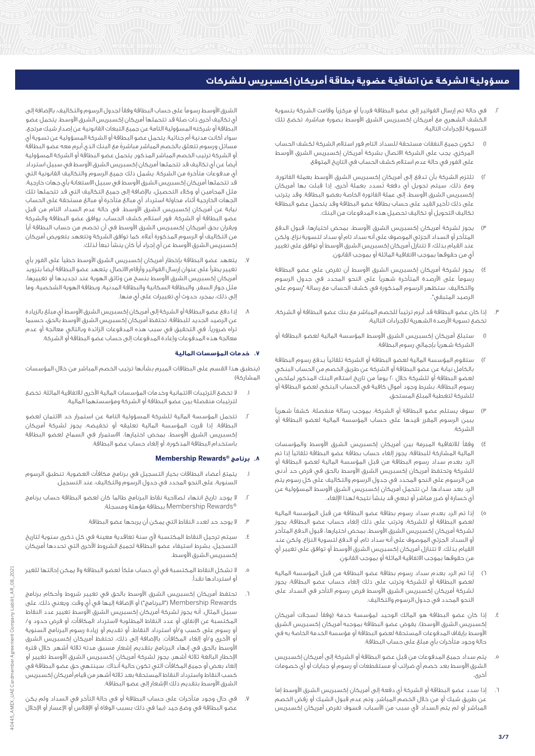# مسؤولية الشركة عن اتفاقية عضوية بطاقة أمريكان إكسبريس للشركات

٢. في حالة تم إرسال الفواتير إلى عضو البطاقة فردياً أو مركزياً وقامت الشركة بتسوية الكشف الشهري مع أمريكان إكسبريس الشرق الأوسط بصورة مباشرة، تخضع تلك التسوية للإجراءات التالية:

١) تكون جميع النفقات مستحقة للسداد التام فور استلام الشركة لكشف الحساب المركزي، يجب على الشركة الاتصال بشركة أمريكان إكسبريس الشرق الأوسط على الفور في حالة عدم استلام كشف الحساب في التاريخ المتوقع.

٢) تلتزم الشركة بأن تدفع إلى أمريكان إكسبريس الشرق الأوسط بعملة الفاتورة. ومع ذلك، سيتم تحويل أي دفعة تُسدد بعملة أخرى، إذا قبلت بها أمريكان إكسبريس الشرق الأوسط، إلى عملة الفاتورة الخاصة بعضو البطاقة. وقد يترتب على ذلك تأخير القيد على حساب بطاقة عضو البطاقة وقد يتحمل عضو البطاقة تكاليف التحويل أو تكاليف تحصيل هذه المدفوعات من البنك.

٣) يجوز لشركة أمريكان إكسبريس الشرق الأوسط، بمحض اختيارها، قبول الدفع المتأخر أو السداد الجزئي الموصوف على أنه سداد تام أو سداد لتسوية نزاع. ولكن عند القيام بذلك، لا تتنازل أمريكان إكسبريس الشرق الأوسط أو توافق على تغيير أي من حقوقها بموجب الاتفاقية الماثلة أو بموجب القانون.

٤) يجوز لشركة أمريكان إكسبريس الشرق الأوسط أن تفرض على عضو البطاقة رسوماً على الأرصدة المتأخرة شهرياً على النحو المحدد في جدول الرسوم والتكاليف. ستظهر الرسوم المذكورة في كشف الحساب مع رسالة "رسوم على الرصيد المتبقي".

٣. إذا كان عضو البطاقة قد أبرم ترتيباً للخصم المباشر مع بنك عضو البطاقة أو الشركة، تخضع تسوية الأرصدة الشهرية للإجراءات التالية:

١) ستبلغ أمريكان إكسبريس الشرق الأوسط المؤسسة المالية لعضو البطاقة أو الشركة شهرياً بإجمالي رسوم البطاقة.

٢) ستقوم المؤسسة المالية لعضو البطاقة أو الشركة تلقائياً بدفع رسوم البطاقة بالكامل نيابة عن عضو البطاقة أو الشركة عن طريق الخصم من الحساب البنكي لعضو البطاقة أو للشركة خلال ٢٠ يوماً من تاريخ استلام البنك المذكور لملخص رسوم البطاقة، بشرط وجود أموال كافية في الحساب البنكي لعضو البطاقة أو للشركة لتغطية المبلغ المستحق.

٣) سوف يستلم عضو البطاقة أو الشركة، بموجب رسالة منفصلة، كشفاً شهرياً يبين الرسوم المقرر قيدها على حساب المؤسسة المالية لعضو البطاقة أو الشركة.

٤) وفقاً للاتفاقية المبرمة بين أمريكان إكسبريس الشرق الأوسط والمؤسسات المالية المشاركة للبطاقة، يجوز إلغاء حساب بطاقة عضو البطاقة تلقائياً إذا تم الرد بعدم سداد رسوم البطاقة من قبل المؤسسة المالية لعضو البطاقة أو للشركة وتحتفظ أمريكان إكسبريس الشرق الأوسط بالحق في فرض حد أدنى من الرسوم على النحو المحدد في جدول الرسوم والتكاليف على كل رسوم يتم الرد بعد سدادها. لن تتحمل أمريكان إكسبريس الشرق الأوسط المسؤولية عن أي خسارة أو ضرر مباشر أو تبعي قد ينشأ نتيجة لهذا الإلغاء.

٥) إذا تم الرد بعدم سداد رسوم بطاقة عضو البطاقة من قبل المؤسسة المالية لعضو البطاقة أو للشركة، وترتب على ذلك إلغاء حساب عضو البطاقة، يجوز لشركة أمريكان إكسبريس الشرق الأوسط، بمحض اختيارها، قبول الدفع المتأخر أو السداد الجزئي الموصوف على أنه سداد تام، أو الدفع لتسوية النزاع. ولكن عند القيام بذلك، لا تتنازل أمريكان إكسبريس الشرق الأوسط أو توافق على تغيير أي من حقوقها بموجب الاتفاقية الماثلة أو بموجب القانون.

٦) إذا تم الرد بعدم سداد رسوم بطاقة عضو البطاقة من قبل المؤسسة المالية لعضو البطاقة أو للشركة وترتب على ذلك إلغاء حساب عضو البطاقة، يجوز لشركة أمريكان إكسبريس الشرق الأوسط فرض رسوم التأخر في السداد على النحو المحدد في جدول الرسوم والتكاليف.

٤. إذا كان عضو البطاقة هو المالك الوحيد لمؤسسة خدمة (وفقاً لسجلات أمريكان إكسبريس الشرق الأوسط)، يفوض عضو البطاقة بموجبه أمريكان إكسبريس الشرق الأوسط بإيقاف المدفوعات المستحقة لعضو البطاقة أو مؤسسة الخدمة الخاصة به في حالة وجود متأخرات بأي مبلغ على حساب البطاقة.

٥. يتم سداد جميع المدفوعات من قبل عضو البطاقة أو الشركة إلى أمريكان إكسبريس الشرق الأوسط بعد خصم أي ضرائب أو مستقطعات أو رسوم أو جبايات أو أي خصومات أخرى.

٦. إذا سدد عضو البطاقة أو الشركة أي دفعة إلى أمريكان إكسبريس الشرق الأوسط إما عن طريق شيك أو من خلال الخصم المباشر، وتم عدم قبول الشيك أو رَفض الخصم المباشر أو لم يتم السداد لأي سبب من الأسباب، فسوف تفرض أمريكان إكسبريس الشرق الأوسط رسوماً على حساب البطاقة وفقاً لجدول الرسوم والتكاليف، بالإضافة إلى أي تكاليف أخرى ذات صلة قد تتحملها أمريكان إكسبريس الشرق الأوسط. يتحمل عضو البطاقة أو شركته المسؤولية التامة عن جميع التبعات القانونية عن إصدار شيك مرتجع، سواء أكانت مدنية أم جنائية. يتحمل عضو البطاقة أو الشركة المسؤولية عن تسوية أي مسائل ورسوم تتعلق بالخصم المباشر مباشرة مع البنك الذي أبرم معه عضو البطاقة أو الشركة ترتيب الخصم المباشر المذكور. يتحمل عضو البطاقة أو الشركة المسؤولية أيضاً عن أي تكاليف قد تتحملها أمريكان إكسبريس الشرق الأوسط في سبيل استرداد أي مدفوعات متأخرة من الشركة. يشمل ذلك جميع الرسوم والتكاليف القانونية التي قد تتحملها أمريكان إكسبريس الشرق الأوسط في سبيل الاستعانة بأي جهات خارجية، مثل المحامين أو وكلاء التحصيل، بالإضافة إلى جميع التكاليف التي قد تتحملها تلك الجهات الخارجية أثناء محاولة استرداد أي مبالغ متأخرة أو مبالغ مستحقة على الحساب نيابة عن أمريكان إكسبريس الشرق الأوسط. في حالة عدم السداد التام من قبل عضو البطاقة أو الشركة، فور استلام كشف الحساب، يوافق عضو البطاقة والشركة ويقران بحق أمريكان إكسبريس الشرق الأوسط في أن تخصم من حساب البطاقة أياً من التكاليف أو الرسوم المذكورة أعلاه. كما توافق الشركة وتتعهد بتعويض أمريكان إكسبريس الشرق الأوسط عن أي إجراء أياً كان ينشأ تبعاً لذلك.

٧. يتعهد عضو البطاقة بإخطار أمريكان إكسبريس الشرق الأوسط خطياً على الفور بأي تغيير يطرأ على عنوان إرسال الفواتير وأرقام الاتصال. يتعهد عضو البطاقة أيضاً بتزويد أمريكان إكسبريس الشرق الأوسط بنسخ من وثائق الهوية عند تجديدها أو تغييرها، مثل جواز السفر، والبطاقة السكانية والبطاقة المدنية، وبطاقة الهوية الشخصية، وما إلى ذلك، بمجرد حدوث أي تغييرات على أي منها.

٨. إذا دفع عضو البطاقة أو الشركة إلى أمريكان إكسبريس الشرق الأوسط أي مبلغ بالزيادة عن الرصيد الجديد للبطاقة، تحتفظ أمريكان إكسبريس الشرق الأوسط بالحق، حسبما تراه ضرورياً، في التحقيق في سبب هذه المدفوعات الزائدة وبالتالي معالجة أو عدم معالجة هذه المدفوعات وإعادة المدفوعات إلى حساب عضو البطاقة أو الشركة.

### ٧. خدمات المؤسسات المالية

(ينطبق هذا القسم على البطاقات المبرم بشأنها ترتيب الخصم المباشر من خلال المؤسسات المشاركة)

١. لا تخضع الترتيبات الائتمانية وخدمات المؤسسات المالية الأخرى للاتفاقية الماثلة. تخضع لترتيبات منفصلة بين عضو البطاقة أو الشركة ومؤسستهما المالية.

٢. تتحمل المؤسسة المالية للشركة المسؤولية التامة عن استمرار حد الائتمان لعضو البطاقة. إذا قررت المؤسسة المالية تعليقه أو تخفيضه، يجوز لشركة أمريكان إكسبريس الشرق الأوسط، بمحض اختيارها، الاستمرار في السماح لعضو البطاقة باستخدام البطاقة المذكورة، أو إلغاء حساب عضو البطاقة.

### ٨. برنامج Membership Rewards®

١. يتمتع أعضاء البطاقات بخيار التسجيل في برنامج مكافآت العضوية. تنطبق الرسوم السنوية، على النحو المحدد في جدول الرسوم والتكاليف، عند التسجيل.

٢. لا يوجد تاريخ انتهاء لصلاحية نقاط البرنامج طالما كان لعضو البطاقة حساب برنامج Membership Rewards® ببطاقة مؤهلة ومسجلة.

٣. لا يوجد حد لعدد النقاط التي يمكن أن يربحها عضو البطاقة.

٤. سيتم ترحيل النقاط المكتسبة لأي سنة تعاقدية معينة في كل ذكرى سنوية لتاريخ التسجيل، بشرط استيفاء عضو البطاقة لجميع الشروط الأخرى التي تحددها أمريكان إكسبريس الشرق الأوسط.

٥. لا تشكل النقاط المكتسبة في أي حساب ملكاً لعضو البطاقة ولا يمكن إحالتها للغير أو استردادها نقداً.

٦. تحتفظ أمريكان إكسبريس الشرق الأوسط بالحق في تغيير شروط وأحكام برنامج Membership Rewards ("البرنامج") أو الإضافة إليها في أي وقت. ويعني ذلك، على سبيل المثال، أنه يجوز لشركة أمريكان إكسبريس الشرق الأوسط تغيير عدد النقاط المكتسبة عن الإنفاق، أو عدد النقاط المطلوبة لاسترداد المكافآت، أو فرض حدود و/أو رسوم على كسب و/أو استرداد النقاط، أو تقديم أو زيادة رسوم البرنامج السنوية أو الأخرى و/أو إلغاء المكافآت. بالإضافة إلى ذلك، تحتفظ أمريكان إكسبريس الشرق الأوسط بالحق في إنهاء البرنامج بتقديم إشعار مسبق مدته ثلاثة أشهر. خلال فترة الإخطار البالغة ثلاثة أشهر، يجوز لشركة أمريكان إكسبريس الشرق الأوسط تغيير أو إلغاء بعض أو جميع المكافآت التي تكون حالية آنذاك. سينتهي حق عضو البطاقة في كسب النقاط واسترداد النقاط المستحقة بعد ثلاثة أشهر من قيام أمريكان إكسبريس الشرق الأوسط بتقديم ذلك الإشعار إلى عضو البطاقة.

٧. في حال وجود متأخرات على حساب البطاقة أو في حالة التأخر في السداد ولم يكن عضو البطاقة في وضع جيد (بما في ذلك بسبب الوفاة أو الإفلاس أو الإعسار أو الإخلال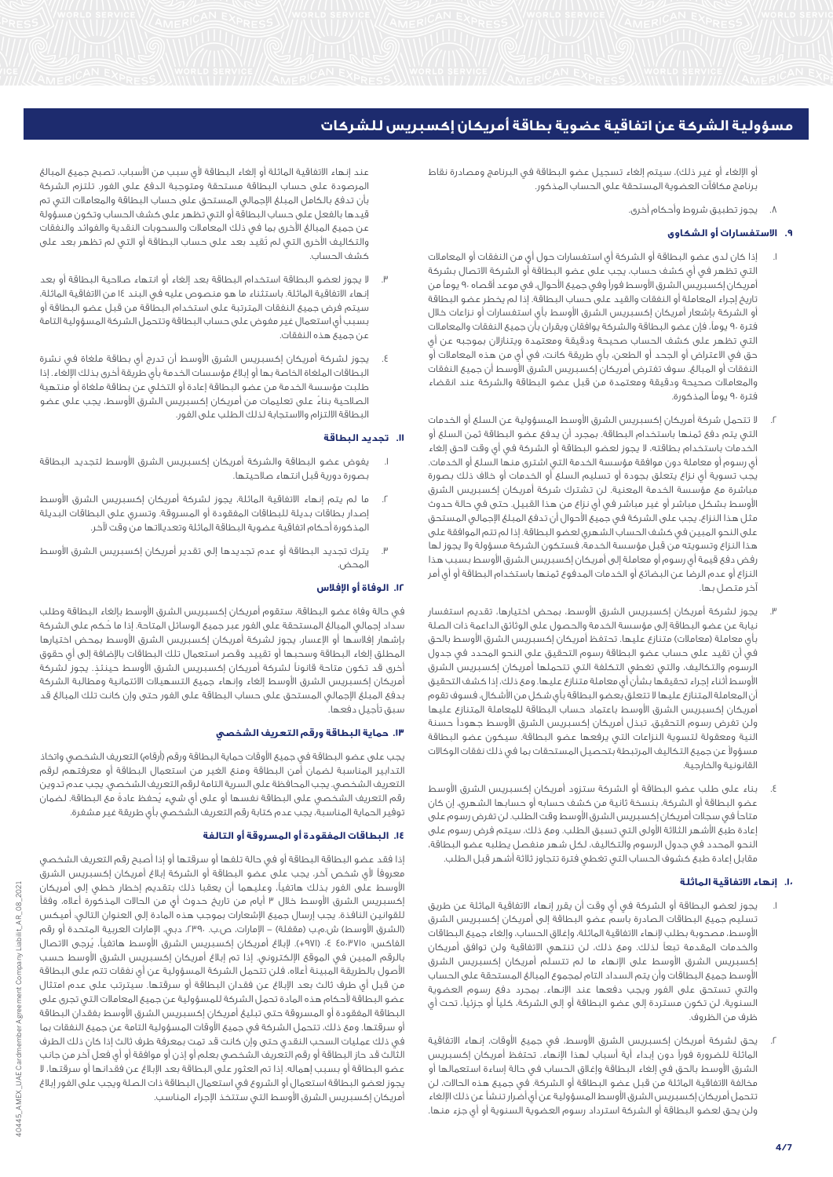# مسؤولية الشركة عن اتفاقية عضوية بطاقة أمريكان إكسبريس للشركات

أو الإلغاء أو غير ذلك)، سيتم إلغاء تسجيل عضو البطاقة في البرنامج ومصادرة نقاط برنامج مكافآت العضوية المستحقة على الحساب المذكور.

٨. يجوز تطبيق شروط وأحكام أخرى.

### ٩. الاستفسارات أو الشكاوى

١. إذا كان لدى عضو البطاقة أو الشركة أي استفسارات حول أي من النفقات أو المعاملات التي تظهر في أي كشف حساب، يجب على عضو البطاقة أو الشركة الاتصال بشركة أمريكان إكسبريس الشرق الأوسط فوراً وفي جميع الأحوال، في موعد أقصاه ٩٠ يوماً من تاريخ إجراء المعاملة أو النفقات والقيد على حساب البطاقة. إذا لم يخطر عضو البطاقة أو الشركة بإشعار أمريكان إكسبريس الشرق الأوسط بأي استفسارات أو نزاعات خلال فترة ٩٠ يوماً، فإن عضو البطاقة والشركة يوافقان ويقران بأن جميع النفقات والمعاملات التي تظهر على كشف الحساب صحيحة ودقيقة ومعتمدة ويتنازلان بموجبه عن أي حق في الاعتراض أو الجحد أو الطعن، بأي طريقة كانت، في أي من هذه المعاملات أو النفقات أو المبالغ. سوف تفترض أمريكان إكسبريس الشرق الأوسط أن جميع النفقات والمعاملات صحيحة ودقيقة ومعتمدة من قبل عضو البطاقة والشركة عند انقضاء فترة ٩٠ يوماً المذكورة.

٢. لا تتحمل شركة أمريكان إكسبريس الشرق الأوسط المسؤولية عن السلع أو الخدمات التي يتم دفع ثمنها باستخدام البطاقة. بمجرد أن يدفع عضو البطاقة ثمن السلع أو الخدمات باستخدام بطاقته، لا يجوز لعضو البطاقة أو الشركة في أي وقت لاحق إلغاء أي رسوم أو معاملة دون موافقة مؤسسة الخدمة التي اشترى منها السلع أو الخدمات. يجب تسوية أي نزاع يتعلق بجودة أو تسليم السلع أو الخدمات أو خلاف ذلك بصورة مباشرة مع مؤسسة الخدمة المعنية. لن تشترك شركة أمريكان إكسبريس الشرق الأوسط بشكل مباشر أو غير مباشر في أي نزاع من هذا القبيل. حتى في حالة حدوث مثل هذا النزاع، يجب على الشركة في جميع الأحوال أن تدفع المبلغ الإجمالي المستحق على النحو المبين في كشف الحساب الشهري لعضو البطاقة. إذا لم تتم الموافقة على هذا النزاع وتسويته من قبل مؤسسة الخدمة، فستكون الشركة مسؤولة ولا يجوز لها رفض دفع قيمة أي رسوم أو معاملة إلى أمريكان إكسبريس الشرق الأوسط بسبب هذا النزاع أو عدم الرضا عن البضائع أو الخدمات المدفوع ثمنها باستخدام البطاقة أو أي أمر آخر متصل بها.

٣. يجوز لشركة أمريكان إكسبريس الشرق الأوسط، بمحض اختيارها، تقديم استفسار نيابة عن عضو البطاقة إلى مؤسسة الخدمة والحصول على الوثائق الداعمة ذات الصلة بأي معاملة (معاملات) متنازع عليها. تحتفظ أمريكان إكسبريس الشرق الأوسط بالحق في أن تقيد على حساب عضو البطاقة رسوم التحقيق على النحو المحدد في جدول الرسوم والتكاليف، والتي تغطي التكلفة التي تتحملها أمريكان إكسبريس الشرق الأوسط أثناء إجراء تحقيقها بشأن أي معاملة متنازع عليها، ومع ذلك، إذا كشف التحقيق أن المعاملة المتنازع عليها لا تتعلق بعضو البطاقة بأي شكل من الأشكال، فسوف تقوم أمريكان إكسبريس الشرق الأوسط باعتماد حساب البطاقة للمعاملة المتنازع عليها ولن تفرض رسوم التحقيق. تبذل أمريكان إكسبريس الشرق الأوسط جهوداً حسنة النية ومعقولة لتسوية النزاعات التي يرفعها عضو البطاقة. سيكون عضو البطاقة مسؤولاً عن جميع التكاليف المرتبطة بتحصيل المستحقات بما في ذلك نفقات الوكالات القانونية والخارجية.

٤. بناء على طلب عضو البطاقة أو الشركة ستزود أمريكان إكسبريس الشرق الأوسط عضو البطاقة أو الشركة، بنسخة ثانية من كشف حسابه أو حسابها الشهري، إن كان متاحاً في سجلات أمريكان إكسبريس الشرق الأوسط وقت الطلب. لن تفرض رسوم على إعادة طبع الأشهر الثلاثة الأولى التي تسبق الطلب. ومع ذلك، سيتم فرض رسوم على النحو المحدد في جدول الرسوم والتكاليف، لكل شهر منفصل يطلبه عضو البطاقة، مقابل إعادة طبع كشوف الحساب التي تغطي فترة تتجاوز ثلاثة أشهر قبل الطلب.

### ١٠. إنهاء الاتفاقية الماثلة

١. يجوز لعضو البطاقة أو الشركة في أي وقت أن يقرر إنهاء الاتفاقية الماثلة عن طريق تسليم جميع البطاقات الصادرة باسم عضو البطاقة إلى أمريكان إكسبريس الشرق الأوسط، مصحوبة بطلب لإنهاء الاتفاقية الماثلة، وإغلاق الحساب، وإلغاء جميع البطاقات والخدمات المقدمة تبعاً لذلك. ومع ذلك، لن تنتهي الاتفاقية ولن توافق أمريكان إكسبريس الشرق الأوسط على الإنهاء ما لم تتسلم أمريكان إكسبريس الشرق الأوسط جميع البطاقات وأن يتم السداد التام لمجموع المبالغ المستحقة على الحساب والتي تستحق على الفور ويجب دفعها عند الإنهاء. بمجرد دفع رسوم العضوية السنوية، لن تكون مستردة إلى عضو البطاقة أو إلى الشركة، كلياً أو جزئياً، تحت أي ظرف من الظروف.

٢. يحق لشركة أمريكان إكسبريس الشرق الأوسط، في جميع الأوقات، إنهاء الاتفاقية الماثلة للضرورة فوراً دون إبداء أية أسباب لهذا الإنهاء. تحتفظ أمريكان إكسبريس الشرق الأوسط بالحق في إلغاء البطاقة وإغلاق الحساب في حالة إساءة استعمالها أو مخالفة الاتفاقية الماثلة من قبل عضو البطاقة أو الشركة. في جميع هذه الحالات، لن تتحمل أمريكان إكسبريس الشرق الأوسط المسؤولية عن أي أضرار تنشأ عن ذلك الإلغاء ولن يحق لعضو البطاقة أو الشركة استرداد رسوم العضوية السنوية أو أي جزء منها.

عند إنهاء الاتفاقية الماثلة أو إلغاء البطاقة لأي سبب من الأسباب، تصبح جميع المبالغ المرصودة على حساب البطاقة مستحقة ومتوجبة الدفع على الفور. تلتزم الشركة بأن تدفع بالكامل المبلغ الإجمالي المستحق على حساب البطاقة والمعاملات التي تم قيدها بالفعل على حساب البطاقة والتي تظهر على كشف الحساب وتكون مسؤولة عن جميع المبالغ الأخرى بما في ذلك المعاملات والسحوبات النقدية والفوائد والنفقات والتكاليف الأخرى التي لم تقيد بعد على حساب البطاقة أو التي لم تظهر بعد على كشف الحساب.

٣. لا يجوز لعضو البطاقة استخدام البطاقة بعد إلغاء أو انتهاء صلاحية البطاقة أو بعد إنهاء الاتفاقية الماثلة، باستثناء ما هو منصوص عليه في البند ١٤ من الاتفاقية الماثلة، سيتم فرض جميع النفقات المترتبة على استخدام البطاقة من قبل عضو البطاقة أو بسبب أي استعمال غير مفوض على حساب البطاقة وتتحمل الشركة المسؤولية التامة عن جميع هذه النفقات.

٤. يجوز لشركة أمريكان إكسبريس الشرق الأوسط أن تدرج أي بطاقة ملغاة في نشرة البطاقات الملغاة الخاصة بها أو إبلاغ مؤسسات الخدمة بأي طريقة أخرى بذلك الإلغاء. إذا طلبت مؤسسة الخدمة من عضو البطاقة إعادة أو التخلي عن بطاقة ملغاة أو منتهية الصلاحية بناءً على تعليمات من أمريكان إكسبريس الشرق الأوسط، يجب على عضو البطاقة الامتثال والاستجابة لذلك الطلب على الفور.

### ١١. تجديد البطاقة

١. يفوض عضو البطاقة والشركة أمريكان إكسبريس الشرق الأوسط لتجديد البطاقة بصورة دورية قبل انتهاء صلاحيتها.

٢. ما لم يتم إنهاء الاتفاقية الماثلة، يجوز لشركة أمريكان إكسبريس الشرق الأوسط إصدار بطاقات بديلة للبطاقات المفقودة أو المسروقة. وتسري على البطاقات البديلة المذكورة أحكام اتفاقية عضوية البطاقة الماثلة وتعديلاتها من وقت لآخر.

٣. يترك تجديد البطاقة أو عدم تجديدها إلى تقدير أمريكان إكسبريس الشرق الأوسط المحض.

### ١٢. الوفاة أو الإفلاس

في حالة وفاة عضو البطاقة، ستقوم أمريكان إكسبريس الشرق الأوسط بإلغاء البطاقة وطلب سداد إجمالي المبالغ المستحقة على الفور عبر جميع الوسائل المتاحة. إذا ما حُكم على الشركة بإشهار إفلاسها أو الإعسار، يجوز لشركة أمريكان إكسبريس الشرق الأوسط بمحض اختيارها المطلق إلغاء البطاقة وسحبها أو تقييد وقصر استعمال تلك البطاقات بالإضافة إلى أي حقوق أخرى قد تكون متاحة قانوناً لشركة أمريكان إكسبريس الشرق الأوسط حينئذٍ. يجوز لشركة أمريكان إكسبريس الشرق الأوسط إلغاء وإنهاء جميع التسهيلات الائتمانية ومطالبة الشركة بدفع المبلغ الإجمالي المستحق على حساب البطاقة على الفور حتى وإن كانت تلك المبالغ قد سبق تأجيل دفعها.

### ١٣. حماية البطاقة ورقم التعريف الشخصي

يجب على عضو البطاقة في جميع الأوقات حماية البطاقة ورقم (أرقام) التعريف الشخصي واتخاذ التدابير المناسبة لضمان أمن البطاقة ومنع الغير من استعمال البطاقة أو معرفتهم لرقم التعريف الشخصي. يجب المحافظة على السرية التامة لرقم التعريف الشخصي. يجب عدم تدوين رقم التعريف الشخصي على البطاقة نفسها أو على أي شيء يُحفظ عادةً مع البطاقة. لضمان توفير الحماية المناسبة، يجب عدم كتابة رقم التعريف الشخصي بأي طريقة غير مشفرة.

### ١٤. البطاقات المفقودة أو المسروقة أو التالفة

إذا فقد عضو البطاقة البطاقة أو في حالة تلفها أو سرقتها أو إذا أصبح رقم التعريف الشخصي معروفاً لأي شخص آخر، يجب على عضو البطاقة أو الشركة إبلاغ أمريكان إكسبريس الشرق الأوسط على الفور بذلك هاتفياً، وعليهما أن يعقبا ذلك بتقديم إخطار خطي إلى أمريكان إكسبريس الشرق الأوسط خلال ٣ أيام من تاريخ حدوث أي من الحالات المذكورة أعلاه، وفقاً للقوانين النافذة. يجب إرسال جميع الإشعارات بموجب هذه المادة إلى العنوان التالي: أميكس (الشرق الأوسط) ش.م.ب (مقفلة) – الإمارات، ص.ب. ٢٣٩٠، دبي، الإمارات العربية المتحدة أو رقم الفاكس: ٤٥٠٣٧١٥ ٤ (٩٧١+). لإبلاغ أمريكان إكسبريس الشرق الأوسط هاتفياً، يُرجى الاتصال بالرقم المبين في الموقع الإلكتروني. إذا تم إبلاغ أمريكان إكسبريس الشرق الأوسط حسب الأصول بالطريقة المبينة أعلاه، فلن تتحمل الشركة المسؤولية عن أي نفقات تتم على البطاقة من قبل أي طرف ثالث بعد الإبلاغ عن فقدان البطاقة أو سرقتها. سيترتب على عدم امتثال عضو البطاقة لأحكام هذه المادة تحمل الشركة للمسؤولية عن جميع المعاملات التي تجرى على البطاقة المفقودة أو المسروقة حتى تبليغ أمريكان إكسبريس الشرق الأوسط بفقدان البطاقة أو سرقتها. ومع ذلك، تتحمل الشركة في جميع الأوقات المسؤولية التامة عن جميع النفقات بما في ذلك عمليات السحب النقدي حتى وإن كانت قد تمت بمعرفة طرف ثالث إذا كان ذلك الطرف الثالث قد حاز البطاقة أو رقم التعريف الشخصي بعلم أو إذن أو موافقة أو أي فعل آخر من جانب عضو البطاقة أو بسبب إهماله. إذا تم العثور على البطاقة بعد الإبلاغ عن فقدانها أو سرقتها، لا يجوز لعضو البطاقة استعمال أو الشروع في استعمال البطاقة ذات الصلة ويجب على الفور إبلاغ أمريكان إكسبريس الشرق الأوسط التي ستتخذ الإجراء المناسب.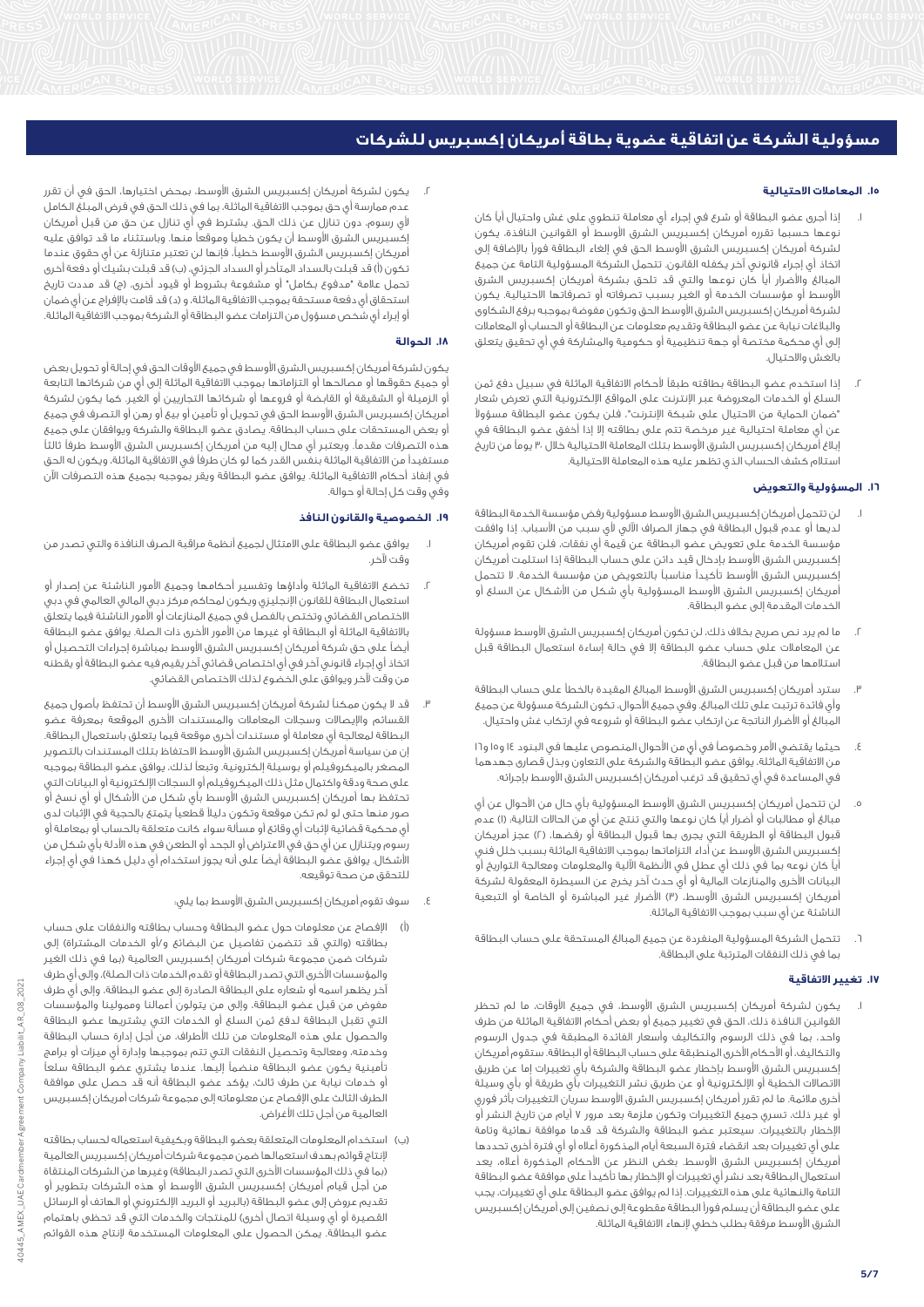# مسؤولية الشركة عن اتفاقية عضوية بطاقة أمريكان إكسبريس للشركات

### ١٥. المعاملات الاحتيالية

١. إذا أجرى عضو البطاقة أو شرع في إجراء أي معاملة تنطوي على غش واحتيال أياً كان نوعها حسبما تقرره أمريكان إكسبريس الشرق الأوسط والقوانين النافذة، يكون لشركة أمريكان إكسبريس الشرق الأوسط الحق في إلغاء البطاقة فوراً بالإضافة إلى اتخاذ أي إجراء قانوني آخر يكفله القانون. تتحمل الشركة المسؤولية التامة عن جميع المبالغ والأضرار أياً كان نوعها والتي قد تلحق بشركة أمريكان إكسبريس الشرق الأوسط أو مؤسسات الخدمة أو الغير بسبب تصرفاته أو تصرفاتها الاحتيالية. يكون لشركة أمريكان إكسبريس الشرق الأوسط الحق وتكون مفوضة بموجبه برفع الشكاوى والبلاغات نيابة عن عضو البطاقة وتقديم معلومات عن البطاقة أو الحساب أو المعاملات إلى أي محكمة مختصة أو جهة تنظيمية أو حكومية والمشاركة في أي تحقيق يتعلق بالغش والاحتيال.

٢. إذا استخدم عضو البطاقة بطاقته طبقاً لأحكام الاتفاقية الماثلة في سبيل دفع ثمن السلع أو الخدمات المعروضة عبر الإنترنت على المواقع الإلكترونية التي تعرض شعار "ضمان الحماية من الاحتيال على شبكة الإنترنت"، فلن يكون عضو البطاقة مسؤولاً عن أي معاملة احتيالية غير مرخصة تتم على بطاقته إلا إذا أخفق عضو البطاقة في إبلاغ أمريكان إكسبريس الشرق الأوسط بتلك المعاملة الاحتيالية خلال ٣٠ يوماً من تاريخ استلام كشف الحساب الذي تظهر عليه هذه المعاملة الاحتيالية.

### ١٦. المسؤولية والتعويض

١. لن تتحمل أمريكان إكسبريس الشرق الأوسط مسؤولية رفض مؤسسة الخدمة البطاقة لديها أو عدم قبول البطاقة في جهاز الصراف الآلي لأي سبب من الأسباب. إذا وافقت مؤسسة الخدمة على تعويض عضو البطاقة عن قيمة أي نفقات، فلن تقوم أمريكان إكسبريس الشرق الأوسط بإدخال قيد دائن على حساب البطاقة إذا استلمت أمريكان إكسبريس الشرق الأوسط تأكيداً مناسباً بالتعويض من مؤسسة الخدمة. لا تتحمل أمريكان إكسبريس الشرق الأوسط المسؤولية بأي شكل من الأشكال عن السلع أو الخدمات المقدمة إلى عضو البطاقة.

٢. ما لم يرد نص صريح بخلاف ذلك، لن تكون أمريكان إكسبريس الشرق الأوسط مسؤولة عن المعاملات على حساب عضو البطاقة إلا في حالة إساءة استعمال البطاقة قبل استلامها من قبل عضو البطاقة.

٣. سترد أمريكان إكسبريس الشرق الأوسط المبالغ المقيدة بالخطأ على حساب البطاقة وأي فائدة ترتبت على تلك المبالغ. وفي جميع الأحوال، تكون الشركة مسؤولة عن جميع المبالغ والأضرار الناتجة عن ارتكاب عضو البطاقة أو شروعه في ارتكاب غش واحتيال.

٤. حيثما يقتضي الأمر وخصوصاً في أي من الأحوال المنصوص عليها في البنود ١٤ و١٥ و١٦ من الاتفاقية الماثلة، يوافق عضو البطاقة والشركة على التعاون وبذل قصارى جهدهما في المساعدة في أي تحقيق قد ترغب أمريكان إكسبريس الشرق الأوسط بإجرائه.

٥. لن تتحمل أمريكان إكسبريس الشرق الأوسط المسؤولية بأي حال من الأحوال عن أي مبالغ أو مطالبات أو أضرار أياً كان نوعها والتي تنتج عن أي من الحالات التالية: (١) عدم قبول البطاقة أو الطريقة التي يجرى بها قبول البطاقة أو رفضها، (٢) عجز أمريكان إكسبريس الشرق الأوسط عن أداء التزاماتها بموجب الاتفاقية الماثلة بسبب خلل فني أياً كان نوعه بما في ذلك أي عطل في الأنظمة الآلية والمعلومات ومعالجة التواريخ أو البيانات الأخرى والمنازعات المالية أو أي حدث آخر يخرج عن السيطرة المعقولة لشركة أمريكان إكسبريس الشرق الأوسط، (٣) الأضرار غير المباشرة أو الخاصة أو التبعية الناشئة عن أي سبب بموجب الاتفاقية الماثلة.

٦. تتحمل الشركة المسؤولية المنفردة عن جميع المبالغ المستحقة على حساب البطاقة بما في ذلك النفقات المترتبة على البطاقة.

### ١٧. تغيير الاتفاقية

١. يكون لشركة أمريكان إكسبريس الشرق الأوسط، في جميع الأوقات، ما لم تحظر القوانين النافذة ذلك، الحق في تغيير جميع أو بعض أحكام الاتفاقية الماثلة من طرف واحد، بما في ذلك الرسوم والتكاليف وأسعار الفائدة المطبقة في جدول الرسوم والتكاليف، أو الأحكام الأخرى المنطبقة على حساب البطاقة أو البطاقة. ستقوم أمريكان إكسبريس الشرق الأوسط بإخطار عضو البطاقة والشركة بأي تغييرات إما عن طريق الاتصالات الخطية أو الإلكترونية أو عن طريق نشر التغييرات بأي طريقة أو بأي وسيلة أخرى ملائمة. ما لم تقرر أمريكان إكسبريس الشرق الأوسط سريان التغييرات بأثر فوري أو غير ذلك، تسري جميع التغييرات وتكون ملزمة بعد مرور ٧ أيام من تاريخ النشر أو الإخطار بالتغييرات. سيعتبر عضو البطاقة والشركة قد قدما موافقة نهائية وتامة على أي تغييرات بعد انقضاء فترة السبعة أيام المذكورة أعلاه أو أي فترة أخرى تحددها أمريكان إكسبريس الشرق الأوسط بغض النظر عن الأحكام المذكورة أعلاه. يعد استعمال البطاقة بعد نشر أي تغييرات أو الإخطار بها تأكيداً على موافقة عضو البطاقة التامة والنهائية على هذه التغييرات. إذا لم يوافق عضو البطاقة على أي تغييرات، يجب على عضو البطاقة أن يسلم فوراً البطاقة مقطوعة إلى نصفين إلى أمريكان إكسبريس الشرق الأوسط مرفقة بطلب خطي لإنهاء الاتفاقية الماثلة.

٢. يكون لشركة أمريكان إكسبريس الشرق الأوسط، بمحض اختيارها، الحق في أن تقرر عدم ممارسة أي حق يكون لها بموجب الاتفاقية الماثلة، بما في ذلك الحق في فرض المبلغ الكامل لأي رسوم، دون تنازل عن ذلك الحق. يشترط في أي تنازل عن حق من قبل أمريكان إكسبريس الشرق الأوسط أن يكون خطياً وموقعاً منها. وباستثناء ما قد توافق عليه أمريكان إكسبريس الشرق الأوسط خطياً، فإنها لن تعتبر متنازلة عن أي حقوق عندما تكون (أ) قد قبلت بالسداد المتأخر أو السداد الجزئي، (ب) قد قبلت بشيك أو دفعة أخرى تحمل علامة "مدفوع بكامل" أو مشفوعة بشروط أو قيود أخرى، (ج) قد مددت تاريخ استحقاق أي دفعة مستحقة بموجب الاتفاقية الماثلة، و (د) قد قامت بالإفراج عن أي ضمان أو إبراء أي شخص مسؤول من التزامات عضو البطاقة أو الشركة بموجب الاتفاقية الماثلة.

### ١٨. الحوالة

يكون لشركة أمريكان إكسبريس الشرق الأوسط في جميع الأوقات الحق في إحالة أو تحويل بعض أو جميع حقوقها أو مصالحها أو التزاماتها بموجب الاتفاقية الماثلة إلى أي من شركاتها التابعة أو الزميلة أو الشقيقة أو القابضة أو فروعها أو شركائها التجاريين أو الغير. كما يكون لشركة أمريكان إكسبريس الشرق الأوسط الحق في تحويل أو تأمين أو بيع أو رهن أو التصرف في جميع أو بعض المستحقات على حساب البطاقة. يصادق عضو البطاقة والشركة ويوافقان على جميع هذه التصرفات مقدماً. ويعتبر أي محال إليه من أمريكان إكسبريس الشرق الأوسط طرفاً ثالثاً مستفيداً من الاتفاقية الماثلة بنفس القدر كما لو كان طرفاً في الاتفاقية الماثلة، ويكون له الحق في إنفاذ أحكام الاتفاقية الماثلة. يوافق عضو البطاقة ويقر بموجبه بجميع هذه التصرفات الآن وفي وقت كل إحالة أو حوالة.

### ١٩. الخصوصية والقانون النافذ

١. يوافق عضو البطاقة على الامتثال لجميع أنظمة مراقبة الصرف النافذة والتي تصدر من وقت لآخر.

٢. تخضع الاتفاقية الماثلة وأداؤها وتفسير أحكامها وجميع الأمور الناشئة عن إصدار أو استعمال البطاقة للقانون الإنجليزي ويكون لمحاكم مركز دبي المالي العالمي في دبي الاختصاص القضائي وتختص بالفصل في جميع المنازعات أو الأمور الناشئة فيما يتعلق بالاتفاقية الماثلة أو البطاقة أو غيرها من الأمور الأخرى ذات الصلة. يوافق عضو البطاقة أيضاً على حق شركة أمريكان إكسبريس الشرق الأوسط بمباشرة إجراءات التحصيل أو اتخاذ أي إجراء قانوني آخر في أي اختصاص قضائي آخر يقيم فيه عضو البطاقة أو يقطنه من وقت لآخر ويوافق على الخضوع لذلك الاختصاص القضائي.

٣. قد لا يكون ممكناً لشركة أمريكان إكسبريس الشرق الأوسط أن تحتفظ بأصول جميع القسائم والإيصالات وسجلات المعاملات والمستندات الأخرى الموقعة بمعرفة عضو البطاقة لمعالجة أي معاملة أو مستندات أخرى موقعة فيما يتعلق باستعمال البطاقة. إن من سياسة أمريكان إكسبريس الشرق الأوسط الاحتفاظ بتلك المستندات بالتصوير المصغر بالميكروفيلم أو بوسيلة إلكترونية. وتبعاً لذلك، يوافق عضو البطاقة بموجبه على صحة ودقة واكتمال مثل ذلك الميكروفيلم أو السجلات الإلكترونية أو البيانات التي تحتفظ بها أمريكان إكسبريس الشرق الأوسط بأي شكل من الأشكال أو أي نسخ أو صور منها حتى لو لم تكن موقعة وتكون دليلاً قطعياً يتمتع بالحجية في الإثبات لدى أي محكمة قضائية لإثبات أي وقائع أو مسألة سواء كانت متعلقة بالحساب أو بمعاملة أو رسوم ويتنازل عن أي حق في الاعتراض أو الجحد أو الطعن في هذه الأدلة بأي شكل من الأشكال. يوافق عضو البطاقة أيضاً على أنه يجوز استخدام أي دليل كهذا في أي إجراء للتحقق من صحة توقيعه.

٤. سوف تقوم أمريكان إكسبريس الشرق الأوسط بما يلي:

(أ) الإفصاح عن معلومات حول عضو البطاقة وحساب بطاقته والنفقات على حساب بطاقته (والتي قد تتضمن تفاصيل عن البضائع و/أو الخدمات المشتراة) إلى شركات ضمن مجموعة شركات أمريكان إكسبريس العالمية (بما في ذلك الغير والمؤسسات الأخرى التي تصدر البطاقة أو تقدم الخدمات ذات الصلة)، وإلى أي طرف آخر يظهر اسمه أو شعاره على البطاقة الصادرة إلى عضو البطاقة، وإلى أي طرف مفوض من قبل عضو البطاقة، وإلى من يتولون أعمالنا وممولينا والمؤسسات التي تقبل البطاقة لدفع ثمن السلع أو الخدمات التي يشتريها عضو البطاقة والحصول على هذه المعلومات من تلك الأطراف، من أجل إدارة حساب البطاقة وخدمته، ومعالجة وتحصيل النفقات التي تتم بموجبها وإدارة أي ميزات أو برامج تأمينية يكون عضو البطاقة منضماً إليها. عندما يشتري عضو البطاقة سلعاً أو خدمات نيابة عن طرف ثالث، يؤكد عضو البطاقة أنه قد حصل على موافقة الطرف الثالث على الإفصاح عن معلوماته إلى مجموعة شركات أمريكان إكسبريس العالمية من أجل تلك الأغراض.

(ب) استخدام المعلومات المتعلقة بعضو البطاقة وبكيفية استعماله لحساب بطاقته لإنتاج قوائم بهدف استعمالها ضمن مجموعة شركات أمريكان إكسبريس العالمية (بما في ذلك المؤسسات الأخرى التي تصدر البطاقة) وغيرها من الشركات المنتقاة من أجل قيام أمريكان إكسبريس الشرق الأوسط أو هذه الشركات بتطوير أو تقديم عروض إلى عضو البطاقة (بالبريد أو البريد الإلكتروني أو الهاتف أو الرسائل القصيرة أو أي وسيلة اتصال أخرى) للمنتجات والخدمات التي قد تحظى باهتمام عضو البطاقة. يمكن الحصول على المعلومات المستخدمة لإنتاج هذه القوائم

40445_AMEX_UAE Cardmember Agreement Company Liabilit_AR_08_2021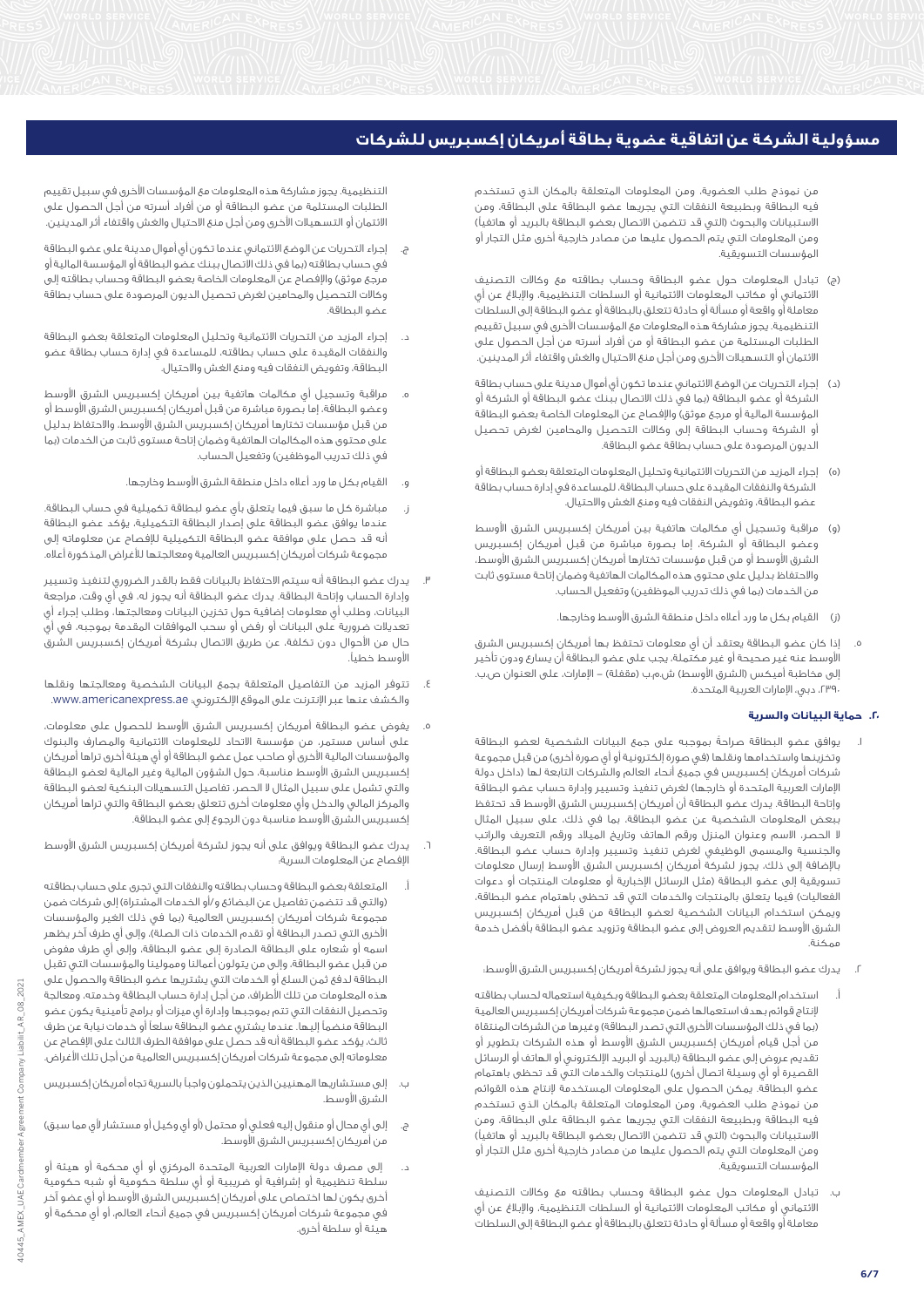# مسؤولية الشركة عن اتفاقية عضوية بطاقة أمريكان إكسبريس للشركات

من نموذج طلب العضوية، ومن المعلومات المتعلقة بالمكان الذي تستخدم فيه البطاقة وبطبيعة النفقات التي يجريها عضو البطاقة على البطاقة، ومن الاستبيانات والبحوث (التي قد تتضمن الاتصال بعضو البطاقة بالبريد أو هاتفياً) ومن المعلومات التي يتم الحصول عليها من مصادر خارجية أخرى مثل التجار أو المؤسسات التسويقية.

(ج) تبادل المعلومات حول عضو البطاقة وحساب بطاقته مع وكالات التصنيف الائتماني أو مكاتب المعلومات الائتمانية أو السلطات التنظيمية، والإبلاغ عن أي معاملة أو واقعة أو مسألة أو حادثة تتعلق بالبطاقة أو عضو البطاقة إلى السلطات التنظيمية. يجوز مشاركة هذه المعلومات مع المؤسسات الأخرى في سبيل تقييم الطلبات المستلمة من عضو البطاقة أو من أفراد أسرته من أجل الحصول على الائتمان أو التسهيلات الأخرى ومن أجل منع الاحتيال والغش واقتفاء أثر المدينين.

(د) إجراء التحريات عن الوضع الائتماني عندما تكون أي أموال مدينة على حساب بطاقة الشركة أو عضو البطاقة (بما في ذلك الاتصال ببنك عضو البطاقة أو الشركة أو المؤسسة المالية أو مرجع موثق) والإفصاح عن المعلومات الخاصة بعضو البطاقة أو الشركة وحساب البطاقة إلى وكالات التحصيل والمحامين لغرض تحصيل الديون المرصودة على حساب بطاقة عضو البطاقة.

(ه) إجراء المزيد من التحريات الائتمانية وتحليل المعلومات المتعلقة بعضو البطاقة أو الشركة والنفقات المقيدة على حساب البطاقة، للمساعدة في إدارة حساب بطاقة عضو البطاقة، وتفويض النفقات فيه ومنع الغش والاحتيال.

(و) مراقبة وتسجيل أي مكالمات هاتفية بين أمريكان إكسبريس الشرق الأوسط وعضو البطاقة أو الشركة، إما بصورة مباشرة من قبل أمريكان إكسبريس الشرق الأوسط أو من قبل مؤسسات تختارها أمريكان إكسبريس الشرق الأوسط، والاحتفاظ بدليل على محتوى هذه المكالمات الهاتفية وضمان إتاحة مستوى ثابت من الخدمات (بما في ذلك تدريب الموظفين) وتفعيل الحساب.

(ز) القيام بكل ما ورد أعلاه داخل منطقة الشرق الأوسط وخارجها.

٥. إذا كان عضو البطاقة يعتقد أن أي معلومات تحتفظ بها أمريكان إكسبريس الشرق الأوسط عنه غير صحيحة أو غير مكتملة، يجب على عضو البطاقة أن يسارع ودون تأخير إلى مخاطبة أميكس (الشرق الأوسط) ش.م.ب (مقفلة) – الإمارات، على العنوان ص.ب. ٢٣٩٠، دبي، الإمارات العربية المتحدة.

## ٢٠. حماية البيانات والسرية

١. يوافق عضو البطاقة صراحةً بموجبه على جمع البيانات الشخصية لعضو البطاقة وتخزينها واستخدامها ونقلها (في صورة إلكترونية أو أي صورة أخرى) من قبل مجموعة شركات أمريكان إكسبريس في جميع أنحاء العالم والشركات التابعة لها (داخل دولة الإمارات العربية المتحدة أو خارجها) لغرض تنفيذ وتسيير وإدارة حساب عضو البطاقة وإتاحة البطاقة. يدرك عضو البطاقة أن أمريكان إكسبريس الشرق الأوسط قد تحتفظ ببعض المعلومات الشخصية عن عضو البطاقة، بما في ذلك، على سبيل المثال لا الحصر، الاسم وعنوان المنزل ورقم الهاتف وتاريخ الميلاد ورقم التعريف والراتب والجنسية والمسمى الوظيفي لغرض تنفيذ وتسيير وإدارة حساب عضو البطاقة. بالإضافة إلى ذلك، يجوز لشركة أمريكان إكسبريس الشرق الأوسط إرسال معلومات تسويقية إلى عضو البطاقة (مثل الرسائل الإخبارية أو معلومات المنتجات أو دعوات الفعاليات) فيما يتعلق بالمنتجات والخدمات التي قد تحظى باهتمام عضو البطاقة، ويمكن استخدام البيانات الشخصية لعضو البطاقة من قبل أمريكان إكسبريس الشرق الأوسط لتقديم العروض إلى عضو البطاقة وتزويد عضو البطاقة بأفضل خدمة ممكنة.

٢. يدرك عضو البطاقة ويوافق على أنه يجوز لشركة أمريكان إكسبريس الشرق الأوسط:

أ. استخدام المعلومات المتعلقة بعضو البطاقة وبكيفية استعماله لحساب بطاقته لإنتاج قوائم بهدف استعمالها ضمن مجموعة شركات أمريكان إكسبريس العالمية (بما في ذلك المؤسسات الأخرى التي تصدر البطاقة) وغيرها من الشركات المنتقاة من أجل قيام أمريكان إكسبريس الشرق الأوسط أو هذه الشركات بتطوير أو تقديم عروض إلى عضو البطاقة (بالبريد أو البريد الإلكتروني أو الهاتف أو الرسائل القصيرة أو أي وسيلة اتصال أخرى) للمنتجات والخدمات التي قد تحظى باهتمام عضو البطاقة. يمكن الحصول على المعلومات المستخدمة لإنتاج هذه القوائم من نموذج طلب العضوية، ومن المعلومات المتعلقة بالمكان الذي تستخدم فيه البطاقة وبطبيعة النفقات التي يجريها عضو البطاقة على البطاقة، ومن الاستبيانات والبحوث (التي قد تتضمن الاتصال بعضو البطاقة بالبريد أو هاتفياً) ومن المعلومات التي يتم الحصول عليها من مصادر خارجية أخرى مثل التجار أو المؤسسات التسويقية.

ب. تبادل المعلومات حول عضو البطاقة وحساب بطاقته مع وكالات التصنيف الائتماني أو مكاتب المعلومات الائتمانية أو السلطات التنظيمية، والإبلاغ عن أي معاملة أو واقعة أو مسألة أو حادثة تتعلق بالبطاقة أو عضو البطاقة إلى السلطات التنظيمية. يجوز مشاركة هذه المعلومات مع المؤسسات الأخرى في سبيل تقييم الطلبات المستلمة من عضو البطاقة أو من أفراد أسرته من أجل الحصول على الائتمان أو التسهيلات الأخرى ومن أجل منع الاحتيال والغش واقتفاء أثر المدينين.

ج. إجراء التحريات عن الوضع الائتماني عندما تكون أي أموال مدينة على عضو البطاقة في حساب بطاقته (بما في ذلك الاتصال ببنك عضو البطاقة أو المؤسسة المالية أو مرجع موثق) والإفصاح عن المعلومات الخاصة بعضو البطاقة وحساب بطاقته إلى وكالات التحصيل والمحامين لغرض تحصيل الديون المرصودة على حساب بطاقة عضو البطاقة.

د. إجراء المزيد من التحريات الائتمانية وتحليل المعلومات المتعلقة بعضو البطاقة والنفقات المقيدة على حساب بطاقته، للمساعدة في إدارة حساب بطاقة عضو البطاقة، وتفويض النفقات فيه ومنع الغش والاحتيال.

ه. مراقبة وتسجيل أي مكالمات هاتفية بين أمريكان إكسبريس الشرق الأوسط وعضو البطاقة، إما بصورة مباشرة من قبل أمريكان إكسبريس الشرق الأوسط أو من قبل مؤسسات تختارها أمريكان إكسبريس الشرق الأوسط، والاحتفاظ بدليل على محتوى هذه المكالمات الهاتفية وضمان إتاحة مستوى ثابت من الخدمات (بما في ذلك تدريب الموظفين) وتفعيل الحساب.

و. القيام بكل ما ورد أعلاه داخل منطقة الشرق الأوسط وخارجها.

ز. مباشرة كل ما سبق فيما يتعلق بأي عضو لبطاقة تكميلية في حساب البطاقة. عندما يوافق عضو البطاقة على إصدار البطاقة التكميلية، يؤكد عضو البطاقة أنه قد حصل على موافقة عضو البطاقة التكميلية للإفصاح عن معلوماته إلى مجموعة شركات أمريكان إكسبريس العالمية ومعالجتها للأغراض المذكورة أعلاه.

٣. يدرك عضو البطاقة أنه سيتم الاحتفاظ بالبيانات فقط بالقدر الضروري لتنفيذ وتسيير وإدارة الحساب وإتاحة البطاقة. يدرك عضو البطاقة أنه يجوز له، في أي وقت، مراجعة البيانات، وطلب أي معلومات إضافية حول تخزين البيانات ومعالجتها، وطلب إجراء أي تعديلات ضرورية على البيانات أو رفض أو سحب الموافقات المقدمة بموجبه، في أي حال من الأحوال دون تكلفة، عن طريق الاتصال بشركة أمريكان إكسبريس الشرق الأوسط خطياً.

٤. تتوفر المزيد من التفاصيل المتعلقة بجمع البيانات الشخصية ومعالجتها ونقلها والكشف عنها عبر الإنترنت على الموقع الإلكتروني: www.americanexpress.ae.

٥. يفوض عضو البطاقة أمريكان إكسبريس الشرق الأوسط للحصول على معلومات، على أساس مستمر، من مؤسسة الاتحاد للمعلومات الائتمانية والمصارف والبنوك والمؤسسات المالية الأخرى أو صاحب عمل عضو البطاقة أو أي هيئة أخرى تراها أمريكان إكسبريس الشرق الأوسط مناسبة، حول الشؤون المالية وغير المالية لعضو البطاقة والتي تشمل على سبيل المثال لا الحصر، تفاصيل التسهيلات البنكية لعضو البطاقة والمركز المالي والدخل وأي معلومات أخرى تتعلق بعضو البطاقة والتي تراها أمريكان إكسبريس الشرق الأوسط مناسبة دون الرجوع إلى عضو البطاقة.

٦. يدرك عضو البطاقة ويوافق على أنه يجوز لشركة أمريكان إكسبريس الشرق الأوسط الإفصاح عن المعلومات السرية:

أ. المتعلقة بعضو البطاقة وحساب بطاقته والنفقات التي تجرى على حساب بطاقته (والتي قد تتضمن تفاصيل عن البضائع و/أو الخدمات المشتراة) إلى شركات ضمن مجموعة شركات أمريكان إكسبريس العالمية (بما في ذلك الغير والمؤسسات الأخرى التي تصدر البطاقة أو تقدم الخدمات ذات الصلة)، وإلى أي طرف آخر يظهر اسمه أو شعاره على البطاقة الصادرة إلى عضو البطاقة، وإلى أي طرف مفوض من قبل عضو البطاقة، وإلى من يتولون أعمالنا وممولينا والمؤسسات التي تقبل البطاقة لدفع ثمن السلع أو الخدمات التي يشتريها عضو البطاقة والحصول على هذه المعلومات من تلك الأطراف، من أجل إدارة حساب البطاقة وخدمته، ومعالجة وتحصيل النفقات التي تتم بموجبها وإدارة أي ميزات أو برامج تأمينية يكون عضو البطاقة منضماً إليها. عندما يشتري عضو البطاقة سلعاً أو خدمات نيابة عن طرف ثالث، يؤكد عضو البطاقة أنه قد حصل على موافقة الطرف الثالث على الإفصاح عن معلوماته إلى مجموعة شركات أمريكان إكسبريس العالمية من أجل تلك الأغراض.

ب. إلى مستشاريها المهنيين الذين يتحملون واجباً بالسرية تجاه أمريكان إكسبريس الشرق الأوسط.

ج. إلى أي محال أو منقول إليه فعلي أو محتمل (أو أي وكيل أو مستشار لأي مما سبق) من أمريكان إكسبريس الشرق الأوسط.

د. إلى مصرف دولة الإمارات العربية المتحدة المركزي أو أي محكمة أو هيئة أو سلطة تنظيمية أو إشرافية أو ضريبية أو أي سلطة حكومية أو شبه حكومية أخرى يكون لها اختصاص على أمريكان إكسبريس الشرق الأوسط أو أي عضو آخر في مجموعة شركات أمريكان إكسبريس في جميع أنحاء العالم، أو أي محكمة أو هيئة أو سلطة أخرى.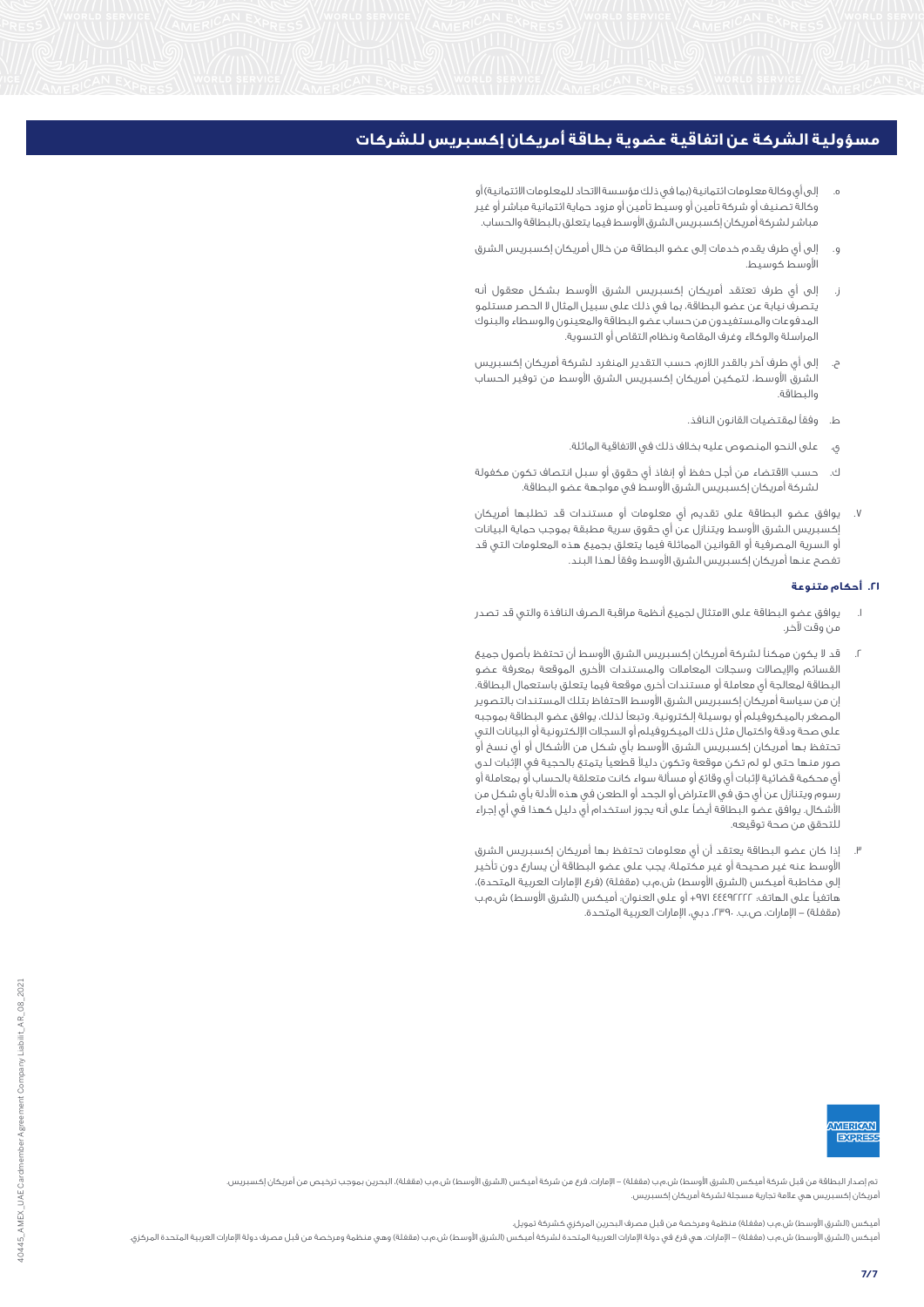# مسؤولية الشركة عن اتفاقية عضوية بطاقة أمريكان إكسبريس للشركات

هـ. إلى أي وكالة معلومات ائتمانية (بما في ذلك مؤسسة الاتحاد للمعلومات الائتمانية) أو وكالة تصنيف أو شركة تأمين أو وسيط تأمين أو مزود حماية ائتمانية مباشر أو غير مباشر لشركة أمريكان إكسبريس الشرق الأوسط فيما يتعلق بالبطاقة والحساب.

و. إلى أي طرف يقدم خدمات إلى عضو البطاقة من خلال أمريكان إكسبريس الشرق الأوسط كوسيط.

ز. إلى أي طرف تعتقد أمريكان إكسبريس الشرق الأوسط بشكل معقول أنه يتصرف نيابة عن عضو البطاقة، بما في ذلك على سبيل المثال لا الحصر مستلمو المدفوعات والمستفيدون من حساب عضو البطاقة والمعينون والوسطاء والبنوك المراسلة والوكلاء وغرف المقاصة ونظام التقاص أو التسوية.

ح. إلى أي طرف آخر بالقدر اللازم، حسب التقدير المنفرد لشركة أمريكان إكسبريس الشرق الأوسط، لتمكين أمريكان إكسبريس الشرق الأوسط من توفير الحساب والبطاقة.

ط. وفقاً لمقتضيات القانون النافذ.

ي. على النحو المنصوص عليه بخلاف ذلك في الاتفاقية الماثلة.

ك. حسب الاقتضاء من أجل حفظ أو إنفاذ أي حقوق أو سبل انتصاف تكون مكفولة لشركة أمريكان إكسبريس الشرق الأوسط في مواجهة عضو البطاقة.

٧. يوافق عضو البطاقة على تقديم أي معلومات أو مستندات قد تطلبها أمريكان إكسبريس الشرق الأوسط ويتنازل عن أي حقوق سرية مطبقة بموجب حماية البيانات أو السرية المصرفية أو القوانين المماثلة فيما يتعلق بجميع هذه المعلومات التي قد تفصح عنها أمريكان إكسبريس الشرق الأوسط وفقاً لهذا البند.

## ٢١. أحكام متنوعة

١. يوافق عضو البطاقة على الامتثال لجميع أنظمة مراقبة الصرف النافذة والتي قد تصدر من وقت لآخر.

٢. قد لا يكون ممكناً لشركة أمريكان إكسبريس الشرق الأوسط أن تحتفظ بأصول جميع القسائم والإيصالات وسجلات المعاملات والمستندات الأخرى الموقعة بمعرفة عضو البطاقة لمعالجة أي معاملة أو مستندات أخرى موقعة فيما يتعلق باستعمال البطاقة. إن من سياسة أمريكان إكسبريس الشرق الأوسط الاحتفاظ بتلك المستندات بالتصوير المصغر بالميكروفيلم أو بوسيلة إلكترونية. وتبعاً لذلك، يوافق عضو البطاقة بموجبه على صحة ودقة واكتمال مثل ذلك الميكروفيلم أو السجلات الإلكترونية أو البيانات التي تحتفظ بها أمريكان إكسبريس الشرق الأوسط بأي شكل من الأشكال أو أي نسخ أو صور منها حتى لو لم تكن موقعة وتكون دليلاً قطعياً يتمتع بالحجية في الإثبات لدى أي محكمة قضائية لإثبات أي وقائع أو مسألة سواء كانت متعلقة بالحساب أو بمعاملة أو رسوم ويتنازل عن أي حق في الاعتراض أو الجحد أو الطعن في هذه الأدلة بأي شكل من الأشكال. يوافق عضو البطاقة أيضاً على أنه يجوز استخدام أي دليل كهذا في أي إجراء للتحقق من صحة توقيعه.

٣. إذا كان عضو البطاقة يعتقد أن أي معلومات تحتفظ بها أمريكان إكسبريس الشرق الأوسط عنه غير صحيحة أو غير مكتملة، يجب على عضو البطاقة أن يسارع دون تأخير إلى مخاطبة أميكس (الشرق الأوسط) ش.م.ب (مقفلة) (فرع الإمارات العربية المتحدة)، هاتفياً على الهاتف: ٤٤٤٩٢٢٢٢ ٩٧١+ أو على العنوان: أميكس (الشرق الأوسط) ش.م.ب (مقفلة) – الإمارات، ص.ب. ٢٣٩٠، دبي، الإمارات العربية المتحدة.

تم إصدار البطاقة من قبل شركة أميكس (الشرق الأوسط) ش.م.ب (مقفلة) – الإمارات، فرع من شركة أميكس (الشرق الأوسط) ش.م.ب (مقفلة)، البحرين بموجب ترخيص من أمريكان إكسبريس. أمريكان إكسبريس هي علامة تجارية مسجلة لشركة أمريكان إكسبريس.

أميكس (الشرق الأوسط) ش.م.ب (مقفلة) منظمة ومرخصة من قبل مصرف البحرين المركزي كشركة تمويل.
أميكس (الشرق الأوسط) ش.م.ب (مقفلة) – الإمارات، هي فرع في دولة الإمارات العربية المتحدة لشركة أميكس (الشرق الأوسط) ش.م.ب (مقفلة) وهي منظمة ومرخصة من قبل مصرف دولة الإمارات العربية المتحدة المركزي.

40445_AMEX_UAE Cardmember Agreement Company Liability_AR_08_2021